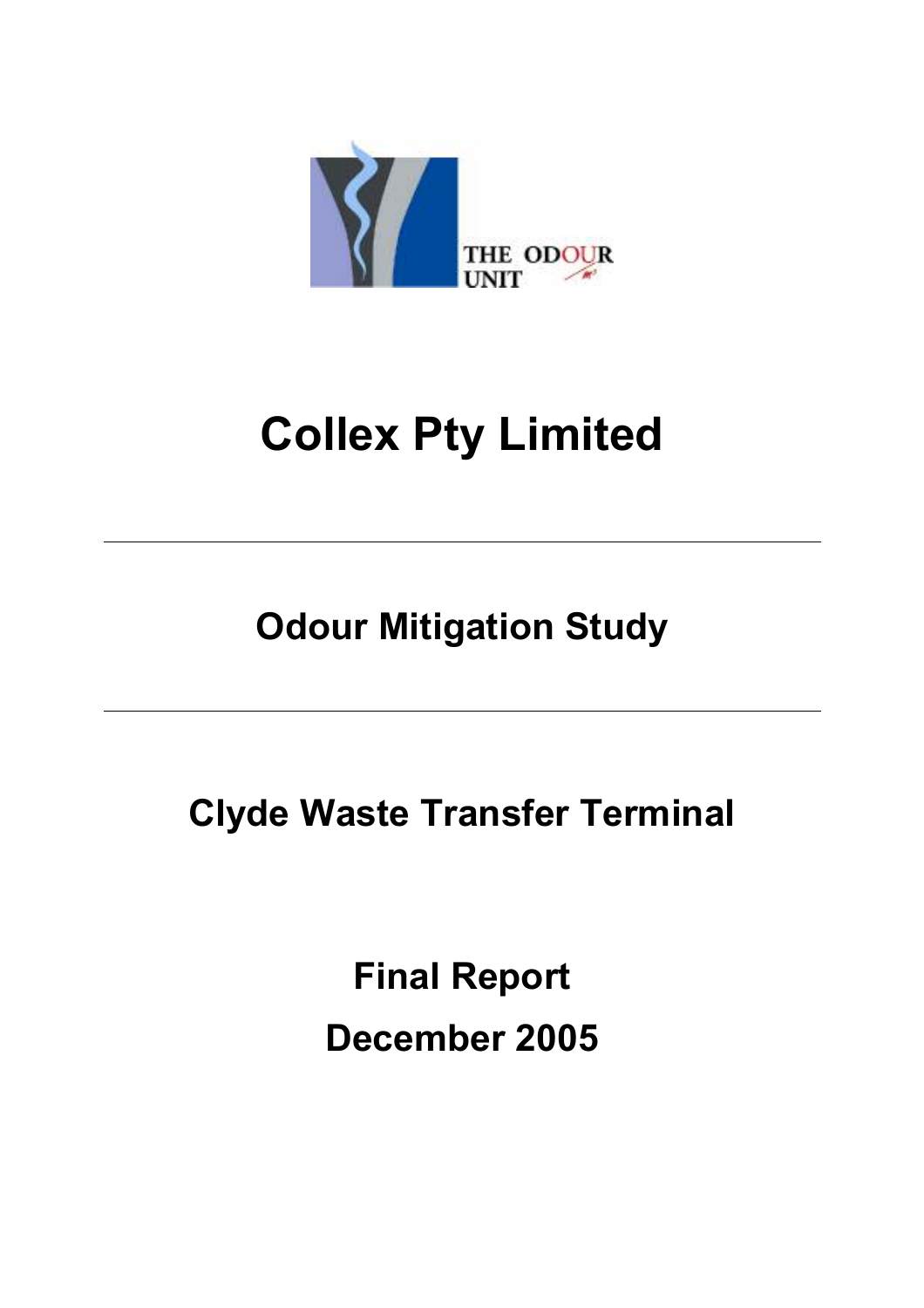THE ODOUR UNIT

# Collex Pty Limited

---

## Odour Mitigation Study

---

## Clyde Waste Transfer Terminal

## Final Report

## December 2005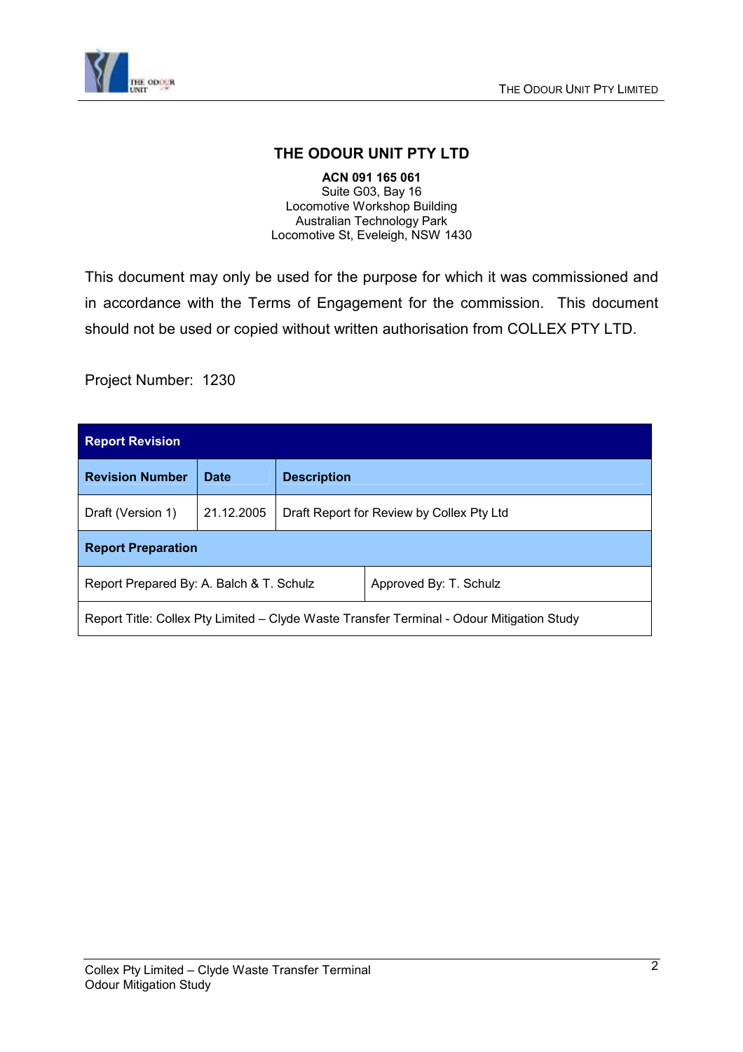# THE ODOUR UNIT PTY LTD

**ACN 091 165 061**
Suite G03, Bay 16
Locomotive Workshop Building
Australian Technology Park
Locomotive St, Eveleigh, NSW 1430

This document may only be used for the purpose for which it was commissioned and in accordance with the Terms of Engagement for the commission. This document should not be used or copied without written authorisation from COLLEX PTY LTD.

Project Number: 1230

| **Report Revision** | | |
|---|---|---|
| **Revision Number** | **Date** | **Description** |
| Draft (Version 1) | 21.12.2005 | Draft Report for Review by Collex Pty Ltd |
| **Report Preparation** | | |
| Report Prepared By: A. Balch & T. Schulz | | Approved By: T. Schulz |
| Report Title: Collex Pty Limited – Clyde Waste Transfer Terminal - Odour Mitigation Study | | |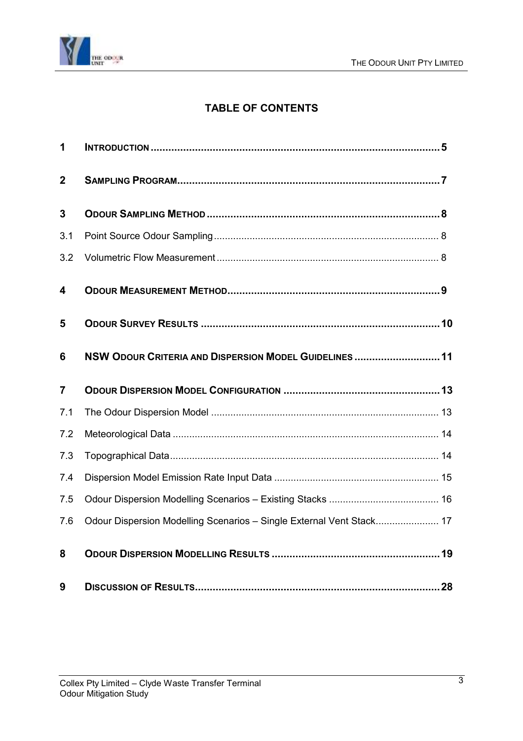# TABLE OF CONTENTS

| | | |
|---|---|---|
| **1** | **INTRODUCTION** | **5** |
| **2** | **SAMPLING PROGRAM** | **7** |
| **3** | **ODOUR SAMPLING METHOD** | **8** |
| 3.1 | Point Source Odour Sampling | 8 |
| 3.2 | Volumetric Flow Measurement | 8 |
| **4** | **ODOUR MEASUREMENT METHOD** | **9** |
| **5** | **ODOUR SURVEY RESULTS** | **10** |
| **6** | **NSW ODOUR CRITERIA AND DISPERSION MODEL GUIDELINES** | **11** |
| **7** | **ODOUR DISPERSION MODEL CONFIGURATION** | **13** |
| 7.1 | The Odour Dispersion Model | 13 |
| 7.2 | Meteorological Data | 14 |
| 7.3 | Topographical Data | 14 |
| 7.4 | Dispersion Model Emission Rate Input Data | 15 |
| 7.5 | Odour Dispersion Modelling Scenarios – Existing Stacks | 16 |
| 7.6 | Odour Dispersion Modelling Scenarios – Single External Vent Stack | 17 |
| **8** | **ODOUR DISPERSION MODELLING RESULTS** | **19** |
| **9** | **DISCUSSION OF RESULTS** | **28** |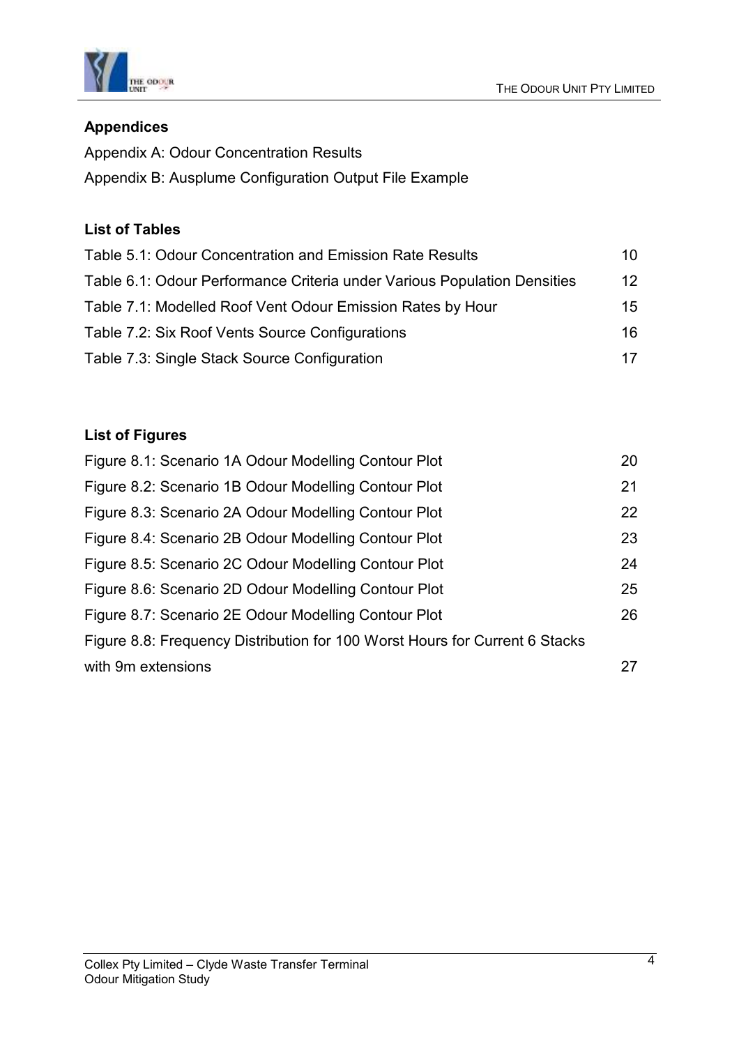**Appendices**

Appendix A: Odour Concentration Results

Appendix B: Ausplume Configuration Output File Example

**List of Tables**

Table 5.1: Odour Concentration and Emission Rate Results 10

Table 6.1: Odour Performance Criteria under Various Population Densities 12

Table 7.1: Modelled Roof Vent Odour Emission Rates by Hour 15

Table 7.2: Six Roof Vents Source Configurations 16

Table 7.3: Single Stack Source Configuration 17

**List of Figures**

Figure 8.1: Scenario 1A Odour Modelling Contour Plot 20

Figure 8.2: Scenario 1B Odour Modelling Contour Plot 21

Figure 8.3: Scenario 2A Odour Modelling Contour Plot 22

Figure 8.4: Scenario 2B Odour Modelling Contour Plot 23

Figure 8.5: Scenario 2C Odour Modelling Contour Plot 24

Figure 8.6: Scenario 2D Odour Modelling Contour Plot 25

Figure 8.7: Scenario 2E Odour Modelling Contour Plot 26

Figure 8.8: Frequency Distribution for 100 Worst Hours for Current 6 Stacks with 9m extensions 27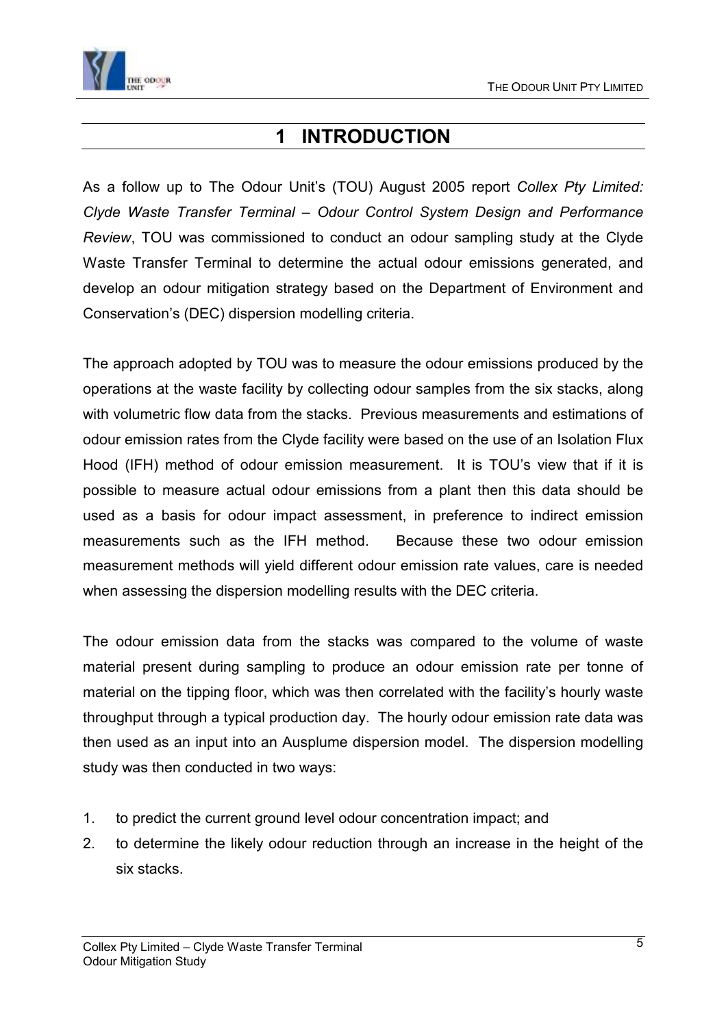# 1 INTRODUCTION

As a follow up to The Odour Unit's (TOU) August 2005 report *Collex Pty Limited: Clyde Waste Transfer Terminal – Odour Control System Design and Performance Review*, TOU was commissioned to conduct an odour sampling study at the Clyde Waste Transfer Terminal to determine the actual odour emissions generated, and develop an odour mitigation strategy based on the Department of Environment and Conservation's (DEC) dispersion modelling criteria.

The approach adopted by TOU was to measure the odour emissions produced by the operations at the waste facility by collecting odour samples from the six stacks, along with volumetric flow data from the stacks. Previous measurements and estimations of odour emission rates from the Clyde facility were based on the use of an Isolation Flux Hood (IFH) method of odour emission measurement. It is TOU's view that if it is possible to measure actual odour emissions from a plant then this data should be used as a basis for odour impact assessment, in preference to indirect emission measurements such as the IFH method. Because these two odour emission measurement methods will yield different odour emission rate values, care is needed when assessing the dispersion modelling results with the DEC criteria.

The odour emission data from the stacks was compared to the volume of waste material present during sampling to produce an odour emission rate per tonne of material on the tipping floor, which was then correlated with the facility's hourly waste throughput through a typical production day. The hourly odour emission rate data was then used as an input into an Ausplume dispersion model. The dispersion modelling study was then conducted in two ways:

1. to predict the current ground level odour concentration impact; and
2. to determine the likely odour reduction through an increase in the height of the six stacks.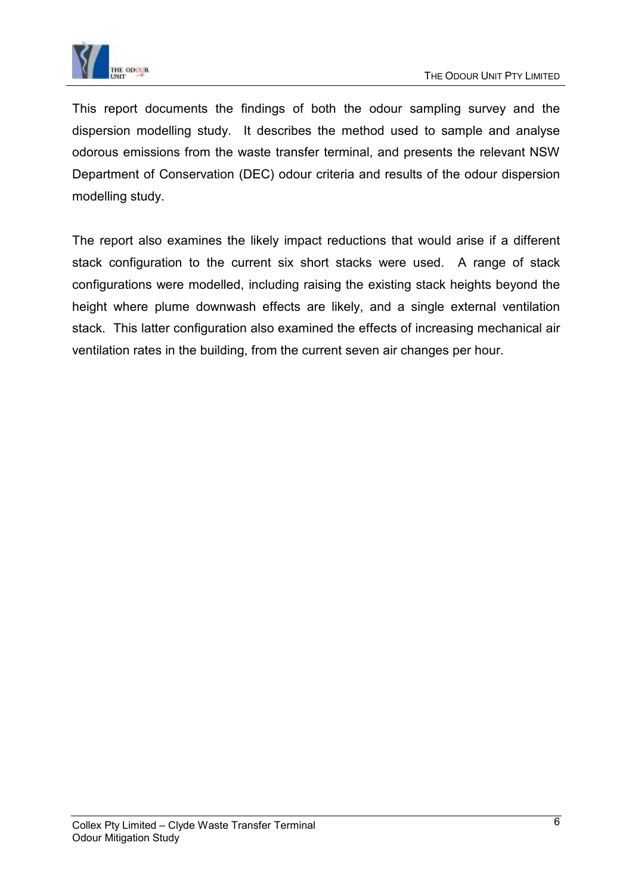This report documents the findings of both the odour sampling survey and the dispersion modelling study. It describes the method used to sample and analyse odorous emissions from the waste transfer terminal, and presents the relevant NSW Department of Conservation (DEC) odour criteria and results of the odour dispersion modelling study.

The report also examines the likely impact reductions that would arise if a different stack configuration to the current six short stacks were used. A range of stack configurations were modelled, including raising the existing stack heights beyond the height where plume downwash effects are likely, and a single external ventilation stack. This latter configuration also examined the effects of increasing mechanical air ventilation rates in the building, from the current seven air changes per hour.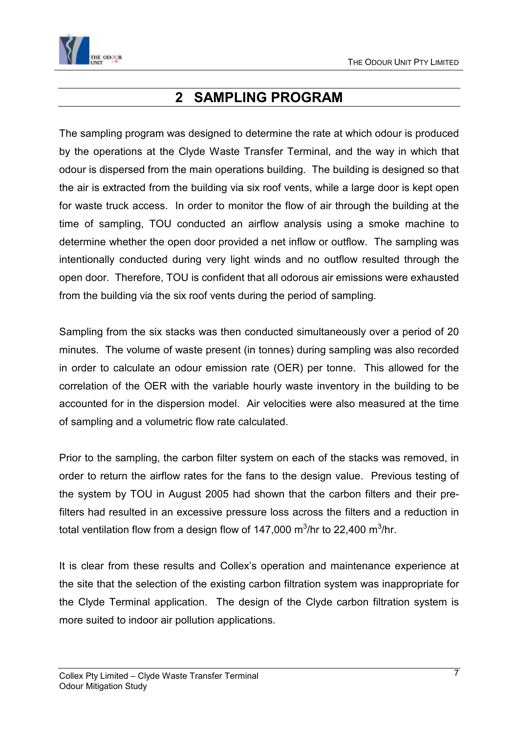# 2 SAMPLING PROGRAM

The sampling program was designed to determine the rate at which odour is produced by the operations at the Clyde Waste Transfer Terminal, and the way in which that odour is dispersed from the main operations building. The building is designed so that the air is extracted from the building via six roof vents, while a large door is kept open for waste truck access. In order to monitor the flow of air through the building at the time of sampling, TOU conducted an airflow analysis using a smoke machine to determine whether the open door provided a net inflow or outflow. The sampling was intentionally conducted during very light winds and no outflow resulted through the open door. Therefore, TOU is confident that all odorous air emissions were exhausted from the building via the six roof vents during the period of sampling.

Sampling from the six stacks was then conducted simultaneously over a period of 20 minutes. The volume of waste present (in tonnes) during sampling was also recorded in order to calculate an odour emission rate (OER) per tonne. This allowed for the correlation of the OER with the variable hourly waste inventory in the building to be accounted for in the dispersion model. Air velocities were also measured at the time of sampling and a volumetric flow rate calculated.

Prior to the sampling, the carbon filter system on each of the stacks was removed, in order to return the airflow rates for the fans to the design value. Previous testing of the system by TOU in August 2005 had shown that the carbon filters and their pre-filters had resulted in an excessive pressure loss across the filters and a reduction in total ventilation flow from a design flow of 147,000 $m^3$/hr to 22,400 $m^3$/hr.

It is clear from these results and Collex's operation and maintenance experience at the site that the selection of the existing carbon filtration system was inappropriate for the Clyde Terminal application. The design of the Clyde carbon filtration system is more suited to indoor air pollution applications.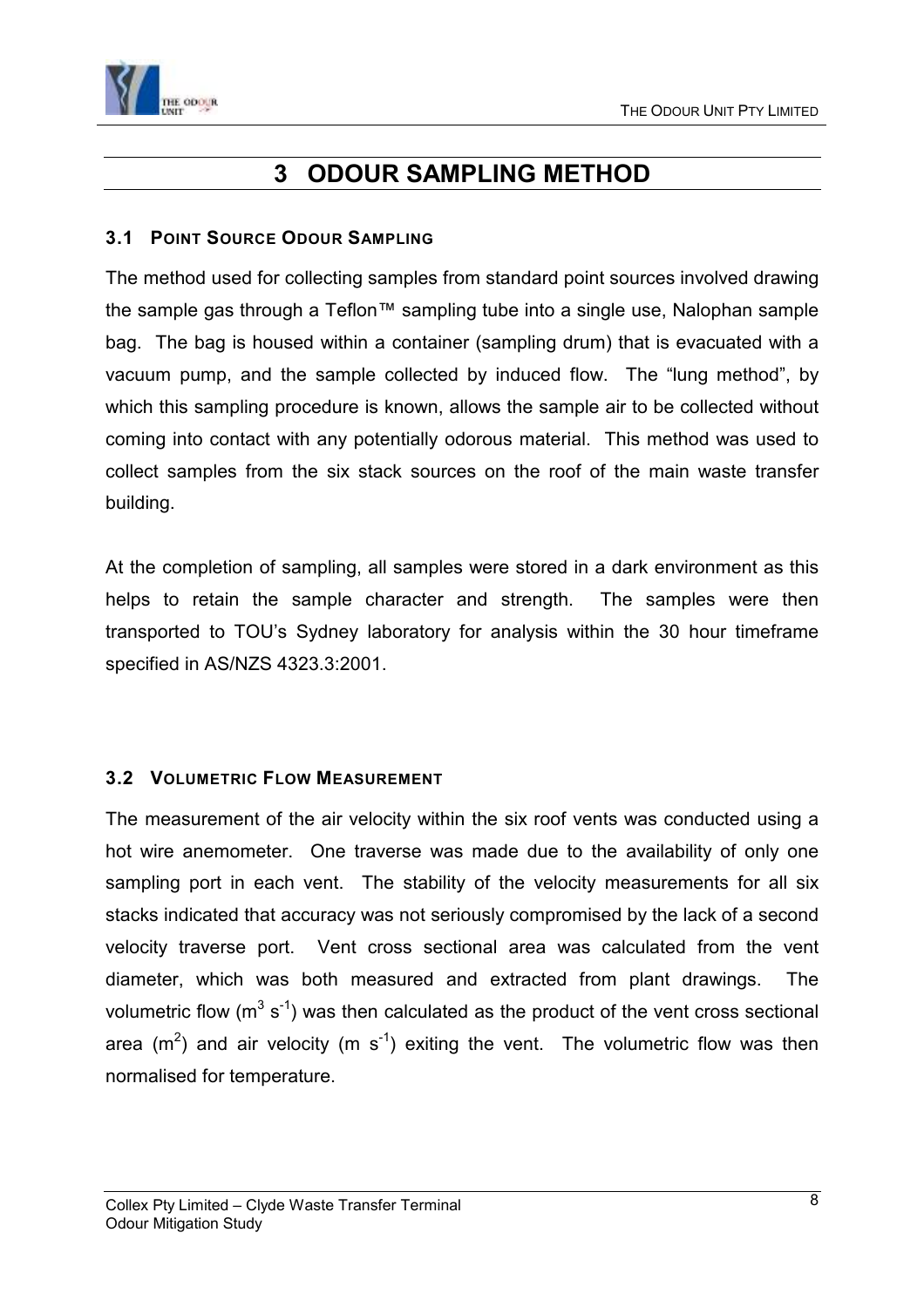# 3 ODOUR SAMPLING METHOD

## 3.1 Point Source Odour Sampling

The method used for collecting samples from standard point sources involved drawing the sample gas through a Teflon™ sampling tube into a single use, Nalophan sample bag. The bag is housed within a container (sampling drum) that is evacuated with a vacuum pump, and the sample collected by induced flow. The "lung method", by which this sampling procedure is known, allows the sample air to be collected without coming into contact with any potentially odorous material. This method was used to collect samples from the six stack sources on the roof of the main waste transfer building.

At the completion of sampling, all samples were stored in a dark environment as this helps to retain the sample character and strength. The samples were then transported to TOU's Sydney laboratory for analysis within the 30 hour timeframe specified in AS/NZS 4323.3:2001.

## 3.2 Volumetric Flow Measurement

The measurement of the air velocity within the six roof vents was conducted using a hot wire anemometer. One traverse was made due to the availability of only one sampling port in each vent. The stability of the velocity measurements for all six stacks indicated that accuracy was not seriously compromised by the lack of a second velocity traverse port. Vent cross sectional area was calculated from the vent diameter, which was both measured and extracted from plant drawings. The volumetric flow ($m^3 s^{-1}$) was then calculated as the product of the vent cross sectional area ($m^2$) and air velocity ($m s^{-1}$) exiting the vent. The volumetric flow was then normalised for temperature.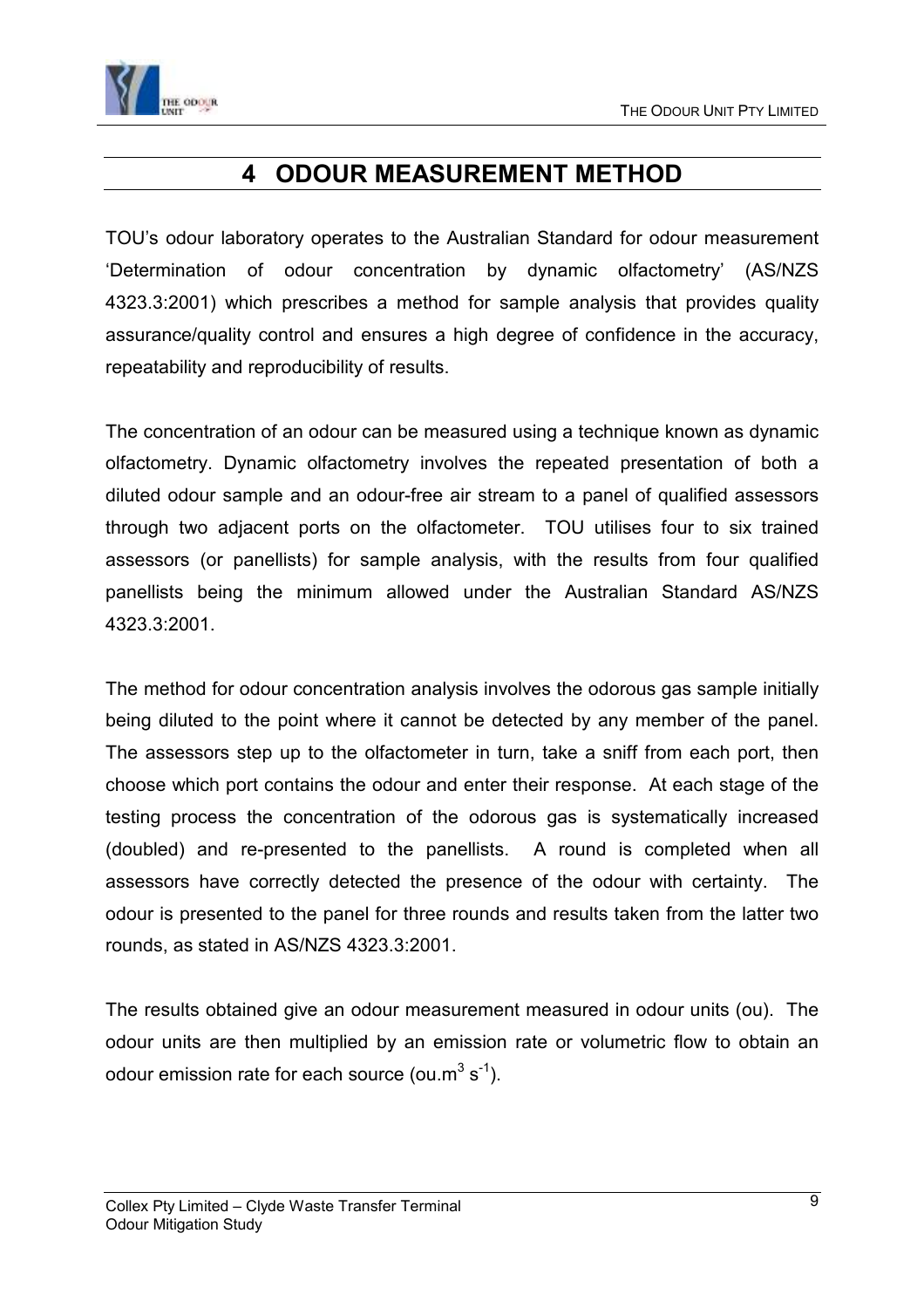# 4 ODOUR MEASUREMENT METHOD

TOU's odour laboratory operates to the Australian Standard for odour measurement 'Determination of odour concentration by dynamic olfactometry' (AS/NZS 4323.3:2001) which prescribes a method for sample analysis that provides quality assurance/quality control and ensures a high degree of confidence in the accuracy, repeatability and reproducibility of results.

The concentration of an odour can be measured using a technique known as dynamic olfactometry. Dynamic olfactometry involves the repeated presentation of both a diluted odour sample and an odour-free air stream to a panel of qualified assessors through two adjacent ports on the olfactometer. TOU utilises four to six trained assessors (or panellists) for sample analysis, with the results from four qualified panellists being the minimum allowed under the Australian Standard AS/NZS 4323.3:2001.

The method for odour concentration analysis involves the odorous gas sample initially being diluted to the point where it cannot be detected by any member of the panel. The assessors step up to the olfactometer in turn, take a sniff from each port, then choose which port contains the odour and enter their response. At each stage of the testing process the concentration of the odorous gas is systematically increased (doubled) and re-presented to the panellists. A round is completed when all assessors have correctly detected the presence of the odour with certainty. The odour is presented to the panel for three rounds and results taken from the latter two rounds, as stated in AS/NZS 4323.3:2001.

The results obtained give an odour measurement measured in odour units (ou). The odour units are then multiplied by an emission rate or volumetric flow to obtain an odour emission rate for each source (ou.$m^3$ $s^{-1}$).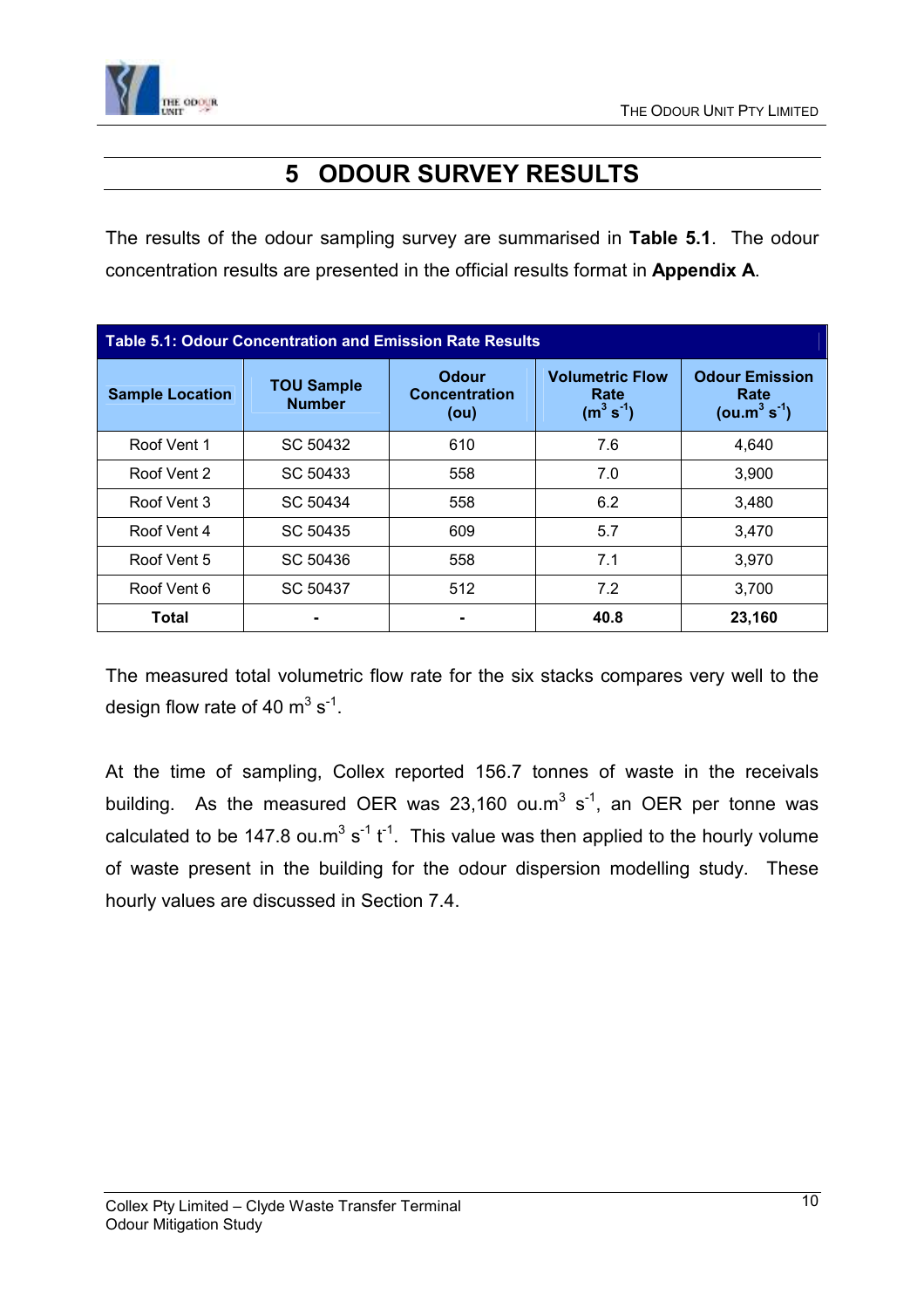# 5 ODOUR SURVEY RESULTS

The results of the odour sampling survey are summarised in **Table 5.1**. The odour concentration results are presented in the official results format in **Appendix A**.

**Table 5.1: Odour Concentration and Emission Rate Results**

| Sample Location | TOU Sample Number | Odour Concentration (ou) | Volumetric Flow Rate ($m^3\ s^{-1}$) | Odour Emission Rate ($ou.m^3\ s^{-1}$) |
|---|---|---|---|---|
| Roof Vent 1 | SC 50432 | 610 | 7.6 | 4,640 |
| Roof Vent 2 | SC 50433 | 558 | 7.0 | 3,900 |
| Roof Vent 3 | SC 50434 | 558 | 6.2 | 3,480 |
| Roof Vent 4 | SC 50435 | 609 | 5.7 | 3,470 |
| Roof Vent 5 | SC 50436 | 558 | 7.1 | 3,970 |
| Roof Vent 6 | SC 50437 | 512 | 7.2 | 3,700 |
| **Total** | **-** | **-** | **40.8** | **23,160** |

The measured total volumetric flow rate for the six stacks compares very well to the design flow rate of 40 $m^3\ s^{-1}$.

At the time of sampling, Collex reported 156.7 tonnes of waste in the receivals building. As the measured OER was 23,160 $ou.m^3\ s^{-1}$, an OER per tonne was calculated to be 147.8 $ou.m^3\ s^{-1}\ t^{-1}$. This value was then applied to the hourly volume of waste present in the building for the odour dispersion modelling study. These hourly values are discussed in Section 7.4.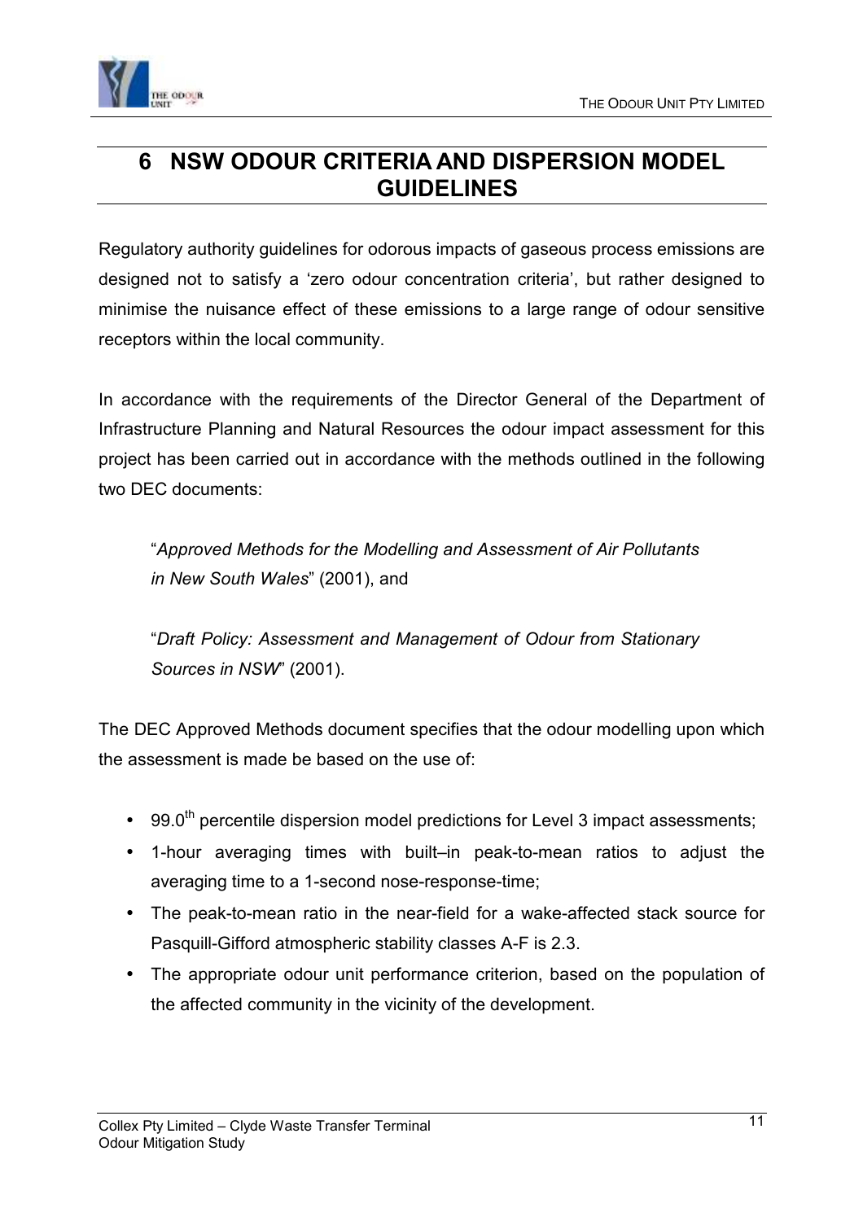# 6 NSW ODOUR CRITERIA AND DISPERSION MODEL GUIDELINES

Regulatory authority guidelines for odorous impacts of gaseous process emissions are designed not to satisfy a 'zero odour concentration criteria', but rather designed to minimise the nuisance effect of these emissions to a large range of odour sensitive receptors within the local community.

In accordance with the requirements of the Director General of the Department of Infrastructure Planning and Natural Resources the odour impact assessment for this project has been carried out in accordance with the methods outlined in the following two DEC documents:

> "*Approved Methods for the Modelling and Assessment of Air Pollutants in New South Wales*" (2001), and
>
> "*Draft Policy: Assessment and Management of Odour from Stationary Sources in NSW*" (2001).

The DEC Approved Methods document specifies that the odour modelling upon which the assessment is made be based on the use of:

- $99.0^{th}$ percentile dispersion model predictions for Level 3 impact assessments;
- 1-hour averaging times with built–in peak-to-mean ratios to adjust the averaging time to a 1-second nose-response-time;
- The peak-to-mean ratio in the near-field for a wake-affected stack source for Pasquill-Gifford atmospheric stability classes A-F is 2.3.
- The appropriate odour unit performance criterion, based on the population of the affected community in the vicinity of the development.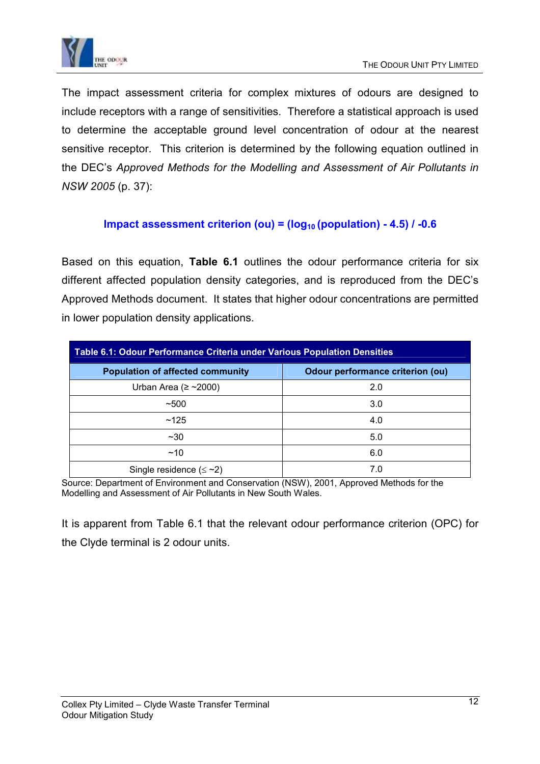The impact assessment criteria for complex mixtures of odours are designed to include receptors with a range of sensitivities. Therefore a statistical approach is used to determine the acceptable ground level concentration of odour at the nearest sensitive receptor. This criterion is determined by the following equation outlined in the DEC's *Approved Methods for the Modelling and Assessment of Air Pollutants in NSW 2005* (p. 37):

$$\textbf{Impact assessment criterion (ou)} = (\log_{10}(\text{population}) - 4.5) / -0.6$$

Based on this equation, **Table 6.1** outlines the odour performance criteria for six different affected population density categories, and is reproduced from the DEC's Approved Methods document. It states that higher odour concentrations are permitted in lower population density applications.

**Table 6.1: Odour Performance Criteria under Various Population Densities**

| Population of affected community | Odour performance criterion (ou) |
|---|---|
| Urban Area (≥ ~2000) | 2.0 |
| ~500 | 3.0 |
| ~125 | 4.0 |
| ~30 | 5.0 |
| ~10 | 6.0 |
| Single residence (≤ ~2) | 7.0 |

Source: Department of Environment and Conservation (NSW), 2001, Approved Methods for the Modelling and Assessment of Air Pollutants in New South Wales.

It is apparent from Table 6.1 that the relevant odour performance criterion (OPC) for the Clyde terminal is 2 odour units.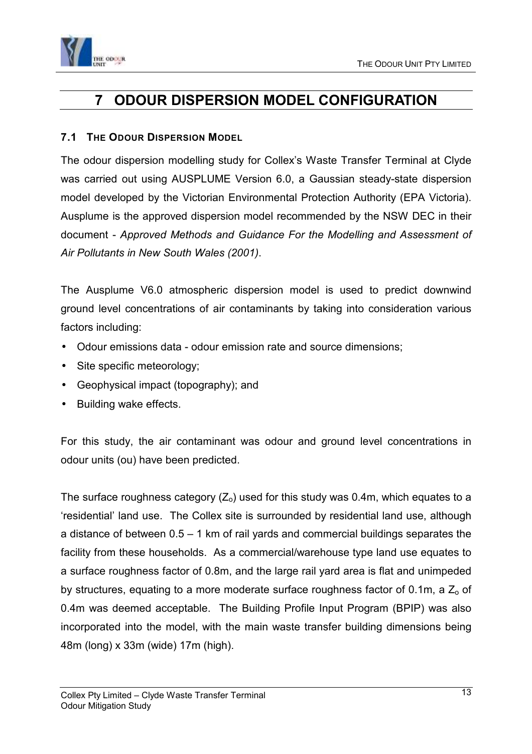# 7 ODOUR DISPERSION MODEL CONFIGURATION

## 7.1 THE ODOUR DISPERSION MODEL

The odour dispersion modelling study for Collex's Waste Transfer Terminal at Clyde was carried out using AUSPLUME Version 6.0, a Gaussian steady-state dispersion model developed by the Victorian Environmental Protection Authority (EPA Victoria). Ausplume is the approved dispersion model recommended by the NSW DEC in their document - *Approved Methods and Guidance For the Modelling and Assessment of Air Pollutants in New South Wales (2001)*.

The Ausplume V6.0 atmospheric dispersion model is used to predict downwind ground level concentrations of air contaminants by taking into consideration various factors including:

- Odour emissions data - odour emission rate and source dimensions;
- Site specific meteorology;
- Geophysical impact (topography); and
- Building wake effects.

For this study, the air contaminant was odour and ground level concentrations in odour units (ou) have been predicted.

The surface roughness category ($Z_o$) used for this study was 0.4m, which equates to a 'residential' land use. The Collex site is surrounded by residential land use, although a distance of between 0.5 – 1 km of rail yards and commercial buildings separates the facility from these households. As a commercial/warehouse type land use equates to a surface roughness factor of 0.8m, and the large rail yard area is flat and unimpeded by structures, equating to a more moderate surface roughness factor of 0.1m, a $Z_o$ of 0.4m was deemed acceptable. The Building Profile Input Program (BPIP) was also incorporated into the model, with the main waste transfer building dimensions being 48m (long) x 33m (wide) 17m (high).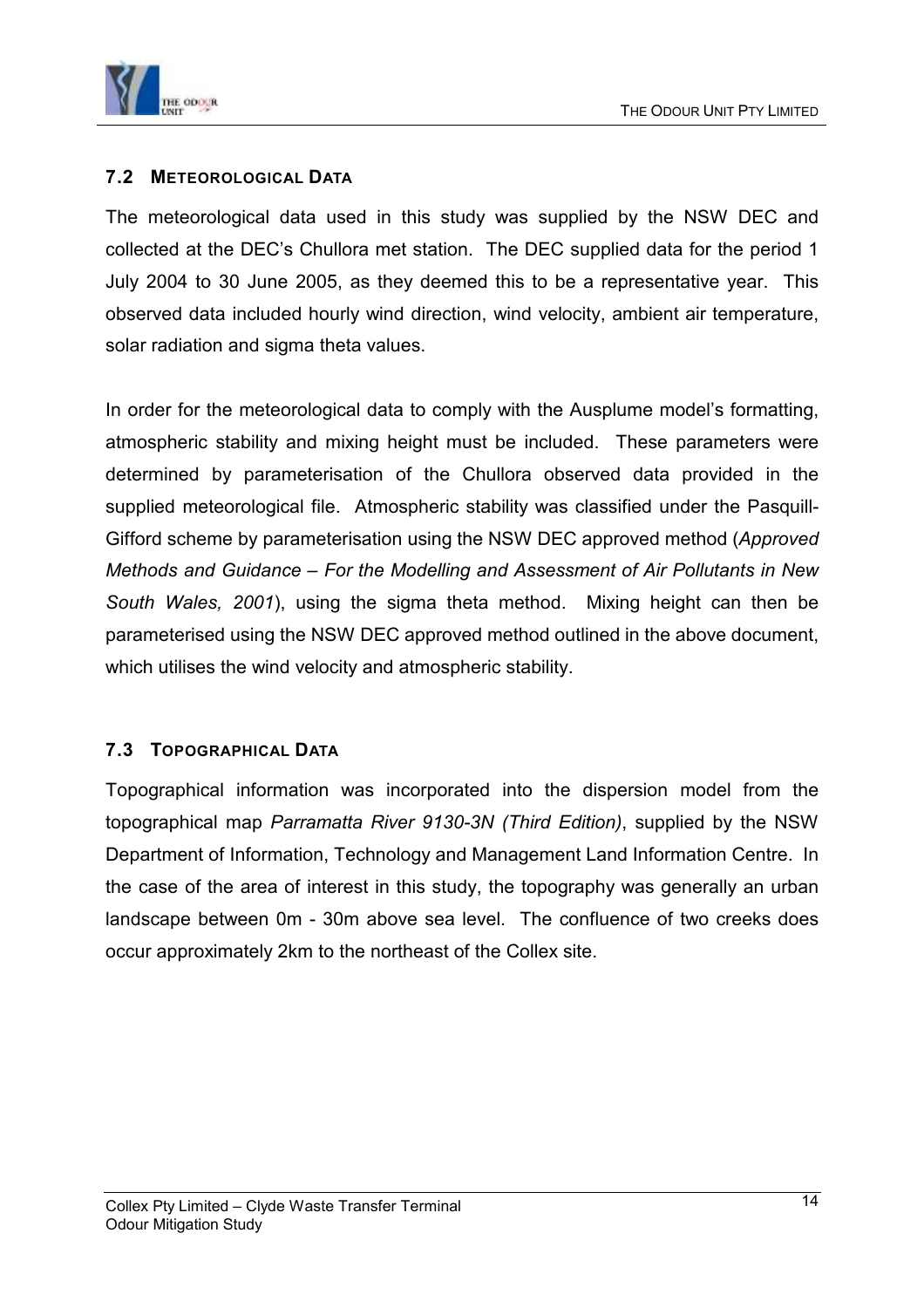## 7.2 METEOROLOGICAL DATA

The meteorological data used in this study was supplied by the NSW DEC and collected at the DEC's Chullora met station. The DEC supplied data for the period 1 July 2004 to 30 June 2005, as they deemed this to be a representative year. This observed data included hourly wind direction, wind velocity, ambient air temperature, solar radiation and sigma theta values.

In order for the meteorological data to comply with the Ausplume model's formatting, atmospheric stability and mixing height must be included. These parameters were determined by parameterisation of the Chullora observed data provided in the supplied meteorological file. Atmospheric stability was classified under the Pasquill-Gifford scheme by parameterisation using the NSW DEC approved method (*Approved Methods and Guidance – For the Modelling and Assessment of Air Pollutants in New South Wales, 2001*), using the sigma theta method. Mixing height can then be parameterised using the NSW DEC approved method outlined in the above document, which utilises the wind velocity and atmospheric stability.

## 7.3 TOPOGRAPHICAL DATA

Topographical information was incorporated into the dispersion model from the topographical map *Parramatta River 9130-3N (Third Edition)*, supplied by the NSW Department of Information, Technology and Management Land Information Centre. In the case of the area of interest in this study, the topography was generally an urban landscape between 0m - 30m above sea level. The confluence of two creeks does occur approximately 2km to the northeast of the Collex site.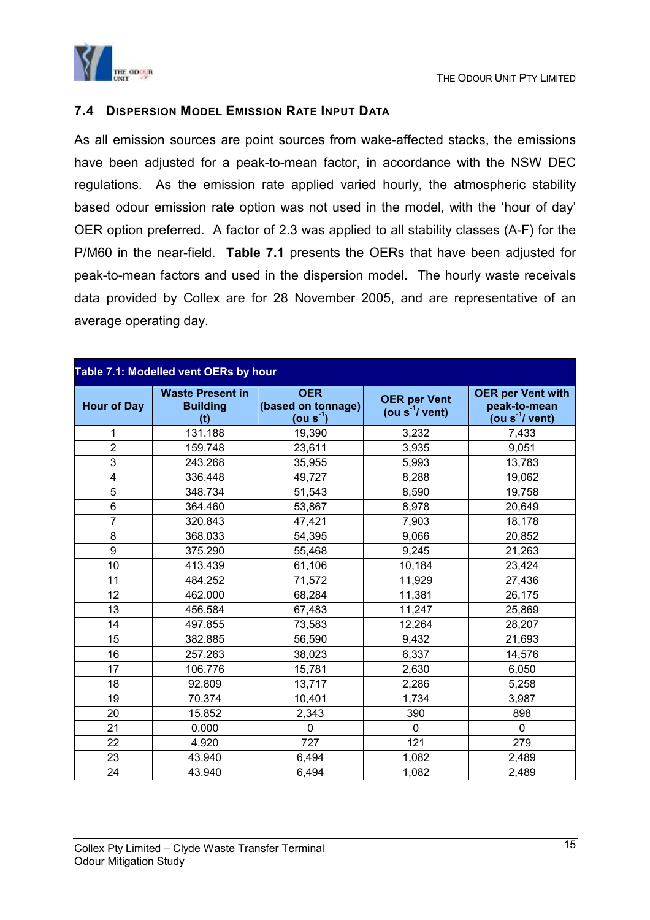## 7.4 Dispersion Model Emission Rate Input Data

As all emission sources are point sources from wake-affected stacks, the emissions have been adjusted for a peak-to-mean factor, in accordance with the NSW DEC regulations. As the emission rate applied varied hourly, the atmospheric stability based odour emission rate option was not used in the model, with the 'hour of day' OER option preferred. A factor of 2.3 was applied to all stability classes (A-F) for the P/M60 in the near-field. **Table 7.1** presents the OERs that have been adjusted for peak-to-mean factors and used in the dispersion model. The hourly waste receivals data provided by Collex are for 28 November 2005, and are representative of an average operating day.

**Table 7.1: Modelled vent OERs by hour**

| Hour of Day | Waste Present in Building (t) | OER (based on tonnage) (ou $s^{-1}$) | OER per Vent (ou $s^{-1}$/ vent) | OER per Vent with peak-to-mean (ou $s^{-1}$/ vent) |
|---|---|---|---|---|
| 1 | 131.188 | 19,390 | 3,232 | 7,433 |
| 2 | 159.748 | 23,611 | 3,935 | 9,051 |
| 3 | 243.268 | 35,955 | 5,993 | 13,783 |
| 4 | 336.448 | 49,727 | 8,288 | 19,062 |
| 5 | 348.734 | 51,543 | 8,590 | 19,758 |
| 6 | 364.460 | 53,867 | 8,978 | 20,649 |
| 7 | 320.843 | 47,421 | 7,903 | 18,178 |
| 8 | 368.033 | 54,395 | 9,066 | 20,852 |
| 9 | 375.290 | 55,468 | 9,245 | 21,263 |
| 10 | 413.439 | 61,106 | 10,184 | 23,424 |
| 11 | 484.252 | 71,572 | 11,929 | 27,436 |
| 12 | 462.000 | 68,284 | 11,381 | 26,175 |
| 13 | 456.584 | 67,483 | 11,247 | 25,869 |
| 14 | 497.855 | 73,583 | 12,264 | 28,207 |
| 15 | 382.885 | 56,590 | 9,432 | 21,693 |
| 16 | 257.263 | 38,023 | 6,337 | 14,576 |
| 17 | 106.776 | 15,781 | 2,630 | 6,050 |
| 18 | 92.809 | 13,717 | 2,286 | 5,258 |
| 19 | 70.374 | 10,401 | 1,734 | 3,987 |
| 20 | 15.852 | 2,343 | 390 | 898 |
| 21 | 0.000 | 0 | 0 | 0 |
| 22 | 4.920 | 727 | 121 | 279 |
| 23 | 43.940 | 6,494 | 1,082 | 2,489 |
| 24 | 43.940 | 6,494 | 1,082 | 2,489 |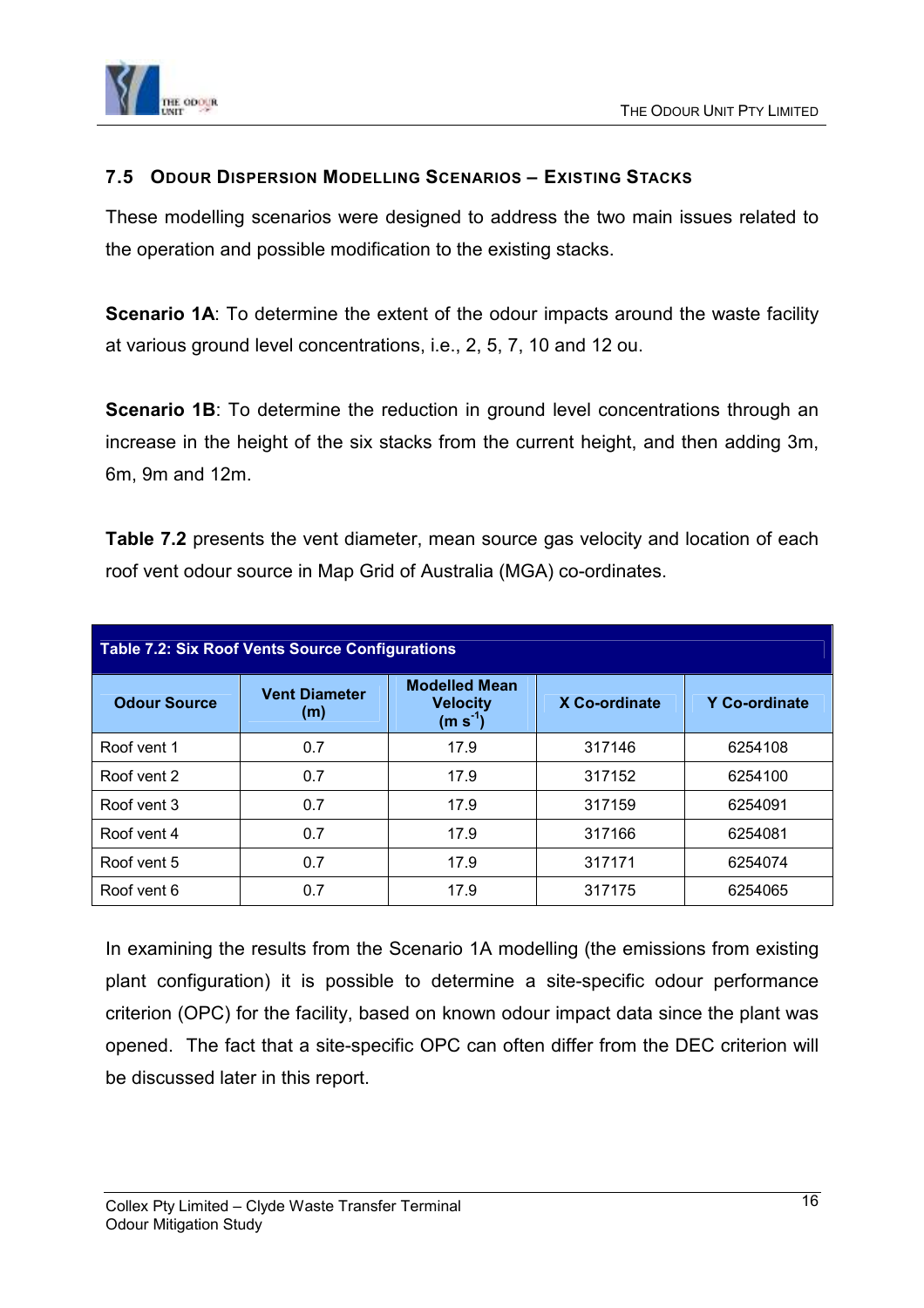## 7.5 Odour Dispersion Modelling Scenarios – Existing Stacks

These modelling scenarios were designed to address the two main issues related to the operation and possible modification to the existing stacks.

**Scenario 1A**: To determine the extent of the odour impacts around the waste facility at various ground level concentrations, i.e., 2, 5, 7, 10 and 12 ou.

**Scenario 1B**: To determine the reduction in ground level concentrations through an increase in the height of the six stacks from the current height, and then adding 3m, 6m, 9m and 12m.

**Table 7.2** presents the vent diameter, mean source gas velocity and location of each roof vent odour source in Map Grid of Australia (MGA) co-ordinates.

**Table 7.2: Six Roof Vents Source Configurations**

| Odour Source | Vent Diameter (m) | Modelled Mean Velocity ($m\ s^{-1}$) | X Co-ordinate | Y Co-ordinate |
|---|---|---|---|---|
| Roof vent 1 | 0.7 | 17.9 | 317146 | 6254108 |
| Roof vent 2 | 0.7 | 17.9 | 317152 | 6254100 |
| Roof vent 3 | 0.7 | 17.9 | 317159 | 6254091 |
| Roof vent 4 | 0.7 | 17.9 | 317166 | 6254081 |
| Roof vent 5 | 0.7 | 17.9 | 317171 | 6254074 |
| Roof vent 6 | 0.7 | 17.9 | 317175 | 6254065 |

In examining the results from the Scenario 1A modelling (the emissions from existing plant configuration) it is possible to determine a site-specific odour performance criterion (OPC) for the facility, based on known odour impact data since the plant was opened. The fact that a site-specific OPC can often differ from the DEC criterion will be discussed later in this report.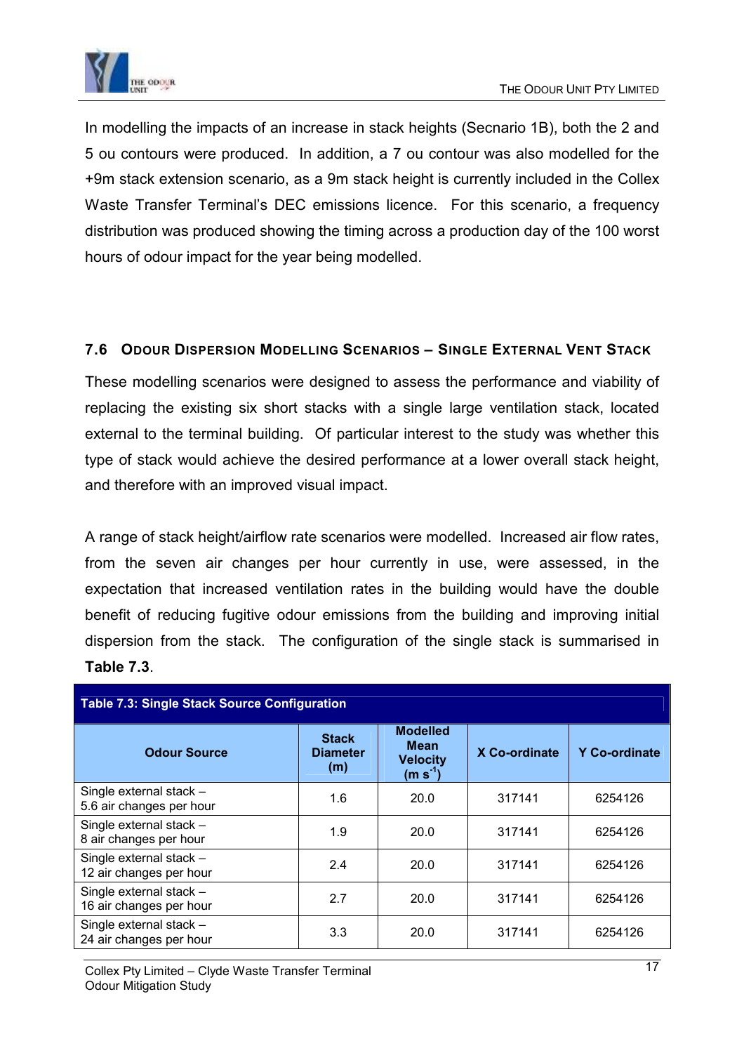In modelling the impacts of an increase in stack heights (Secnario 1B), both the 2 and 5 ou contours were produced. In addition, a 7 ou contour was also modelled for the +9m stack extension scenario, as a 9m stack height is currently included in the Collex Waste Transfer Terminal's DEC emissions licence. For this scenario, a frequency distribution was produced showing the timing across a production day of the 100 worst hours of odour impact for the year being modelled.

## 7.6 Odour Dispersion Modelling Scenarios – Single External Vent Stack

These modelling scenarios were designed to assess the performance and viability of replacing the existing six short stacks with a single large ventilation stack, located external to the terminal building. Of particular interest to the study was whether this type of stack would achieve the desired performance at a lower overall stack height, and therefore with an improved visual impact.

A range of stack height/airflow rate scenarios were modelled. Increased air flow rates, from the seven air changes per hour currently in use, were assessed, in the expectation that increased ventilation rates in the building would have the double benefit of reducing fugitive odour emissions from the building and improving initial dispersion from the stack. The configuration of the single stack is summarised in **Table 7.3**.

**Table 7.3: Single Stack Source Configuration**

| Odour Source | Stack Diameter (m) | Modelled Mean Velocity ($m\ s^{-1}$) | X Co-ordinate | Y Co-ordinate |
|---|---|---|---|---|
| Single external stack – 5.6 air changes per hour | 1.6 | 20.0 | 317141 | 6254126 |
| Single external stack – 8 air changes per hour | 1.9 | 20.0 | 317141 | 6254126 |
| Single external stack – 12 air changes per hour | 2.4 | 20.0 | 317141 | 6254126 |
| Single external stack – 16 air changes per hour | 2.7 | 20.0 | 317141 | 6254126 |
| Single external stack – 24 air changes per hour | 3.3 | 20.0 | 317141 | 6254126 |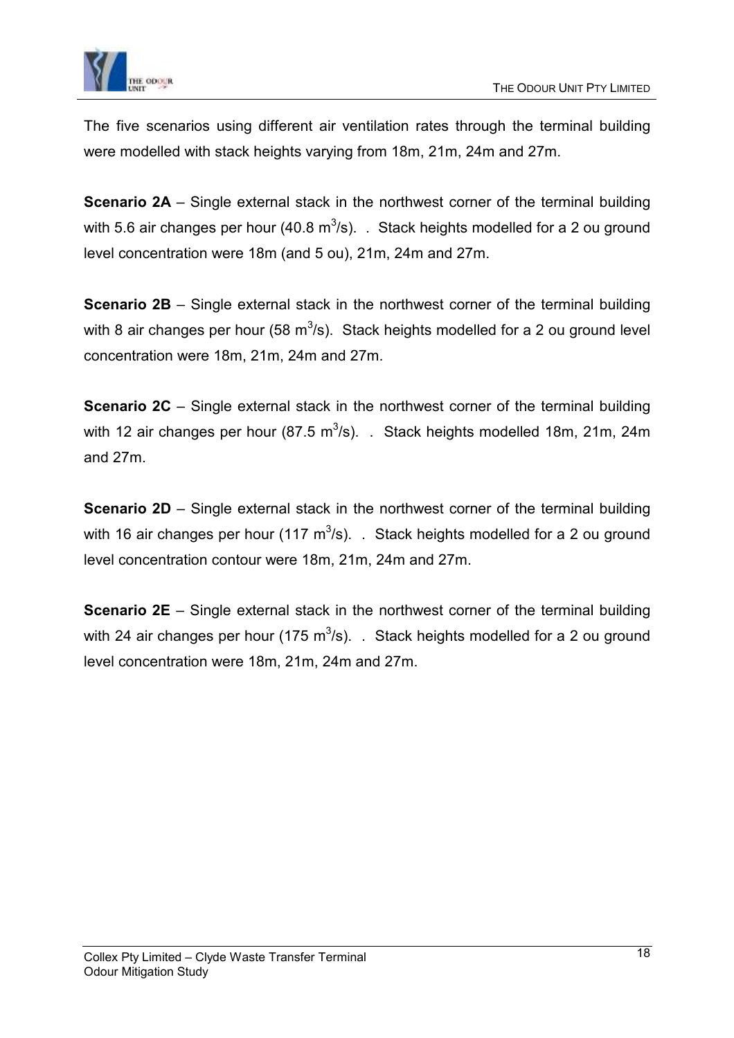The five scenarios using different air ventilation rates through the terminal building were modelled with stack heights varying from 18m, 21m, 24m and 27m.

**Scenario 2A** – Single external stack in the northwest corner of the terminal building with 5.6 air changes per hour (40.8 $m^3/s$). . Stack heights modelled for a 2 ou ground level concentration were 18m (and 5 ou), 21m, 24m and 27m.

**Scenario 2B** – Single external stack in the northwest corner of the terminal building with 8 air changes per hour (58 $m^3/s$). Stack heights modelled for a 2 ou ground level concentration were 18m, 21m, 24m and 27m.

**Scenario 2C** – Single external stack in the northwest corner of the terminal building with 12 air changes per hour (87.5 $m^3/s$). . Stack heights modelled 18m, 21m, 24m and 27m.

**Scenario 2D** – Single external stack in the northwest corner of the terminal building with 16 air changes per hour (117 $m^3/s$). . Stack heights modelled for a 2 ou ground level concentration contour were 18m, 21m, 24m and 27m.

**Scenario 2E** – Single external stack in the northwest corner of the terminal building with 24 air changes per hour (175 $m^3/s$). . Stack heights modelled for a 2 ou ground level concentration were 18m, 21m, 24m and 27m.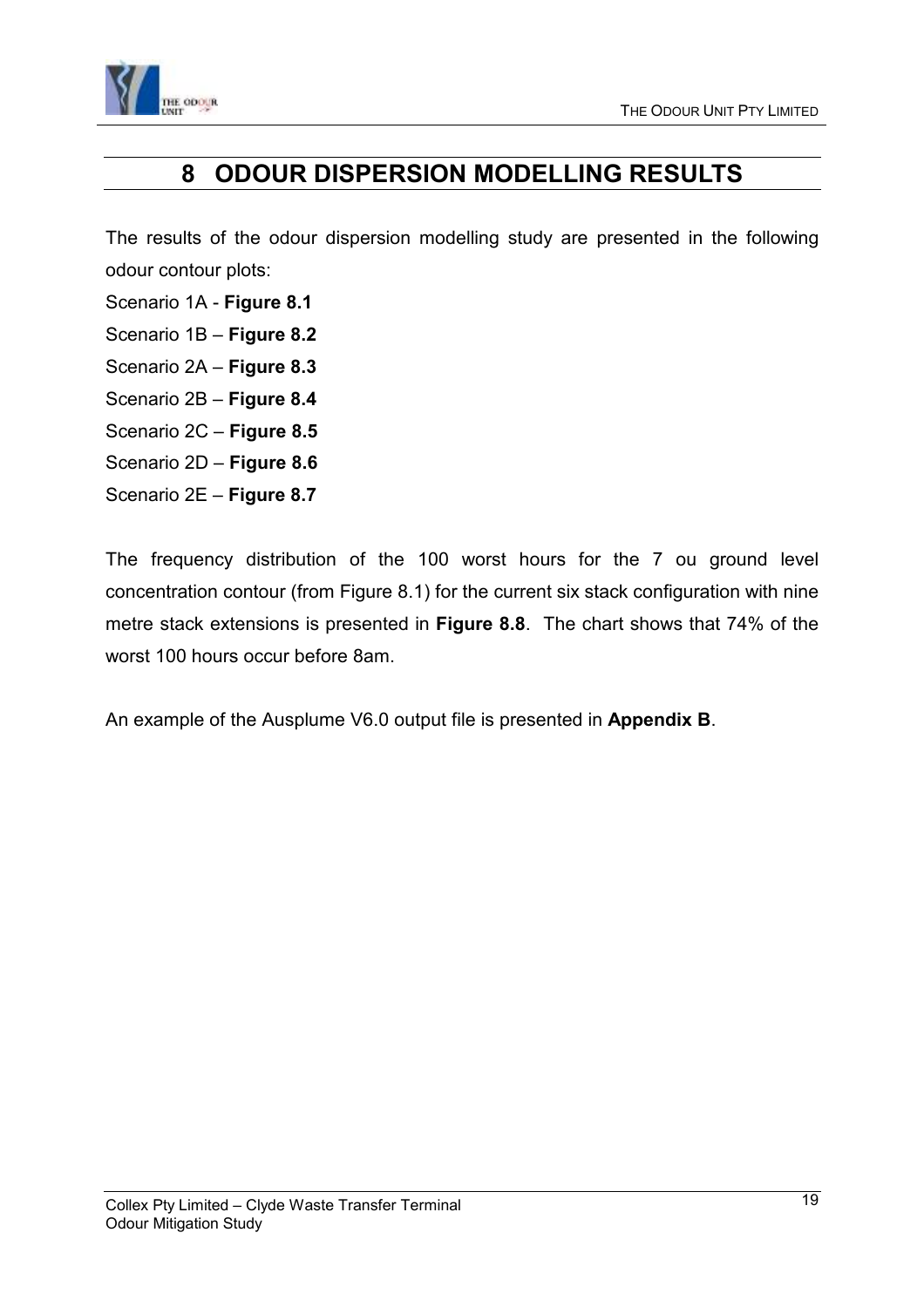# 8 ODOUR DISPERSION MODELLING RESULTS

The results of the odour dispersion modelling study are presented in the following odour contour plots:

Scenario 1A - **Figure 8.1**
Scenario 1B – **Figure 8.2**
Scenario 2A – **Figure 8.3**
Scenario 2B – **Figure 8.4**
Scenario 2C – **Figure 8.5**
Scenario 2D – **Figure 8.6**
Scenario 2E – **Figure 8.7**

The frequency distribution of the 100 worst hours for the 7 ou ground level concentration contour (from Figure 8.1) for the current six stack configuration with nine metre stack extensions is presented in **Figure 8.8**. The chart shows that 74% of the worst 100 hours occur before 8am.

An example of the Ausplume V6.0 output file is presented in **Appendix B**.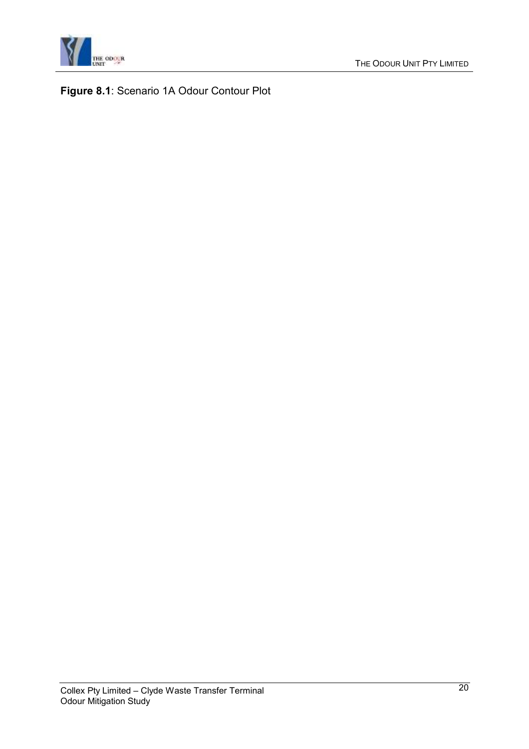**Figure 8.1**: Scenario 1A Odour Contour Plot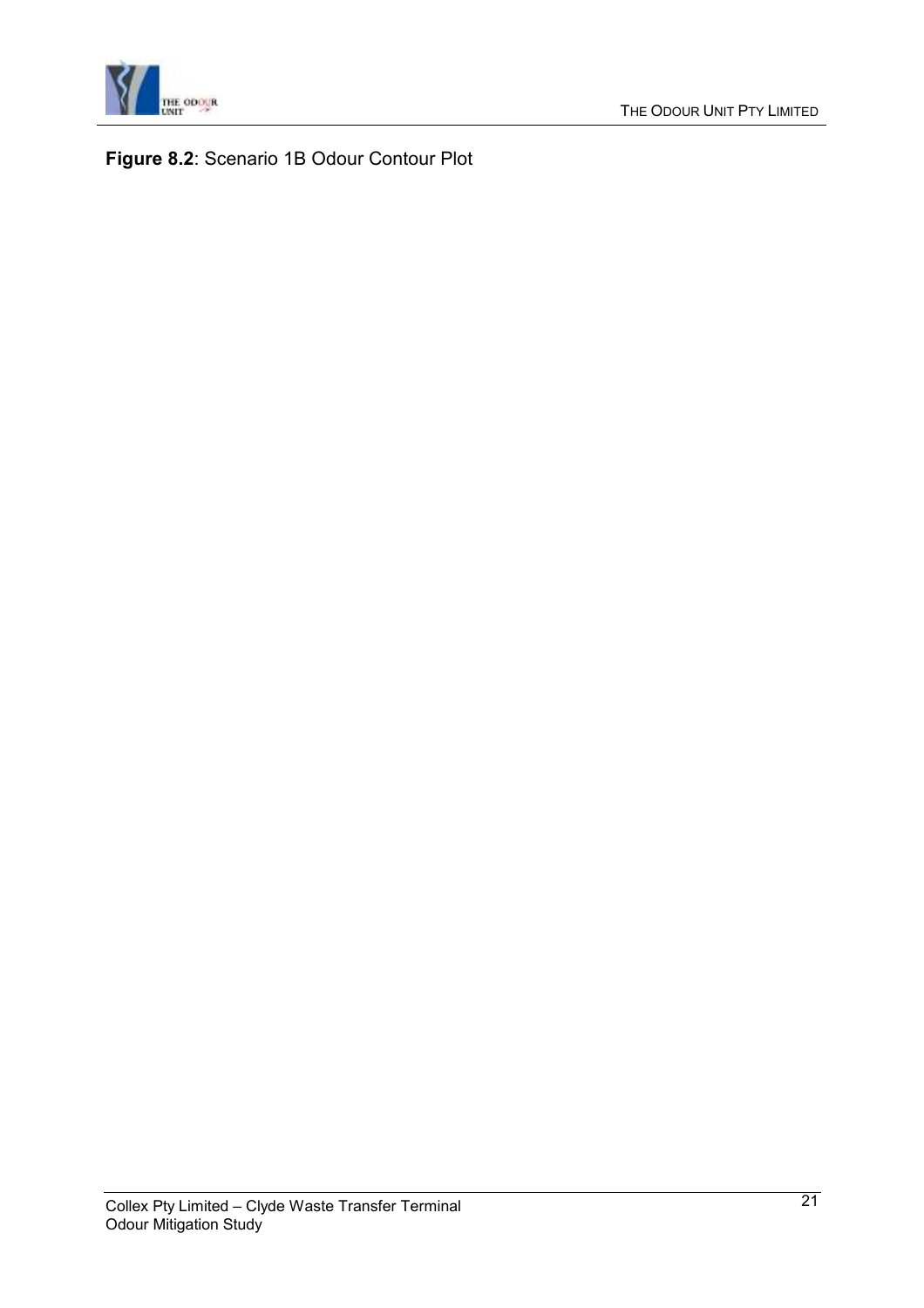**Figure 8.2**: Scenario 1B Odour Contour Plot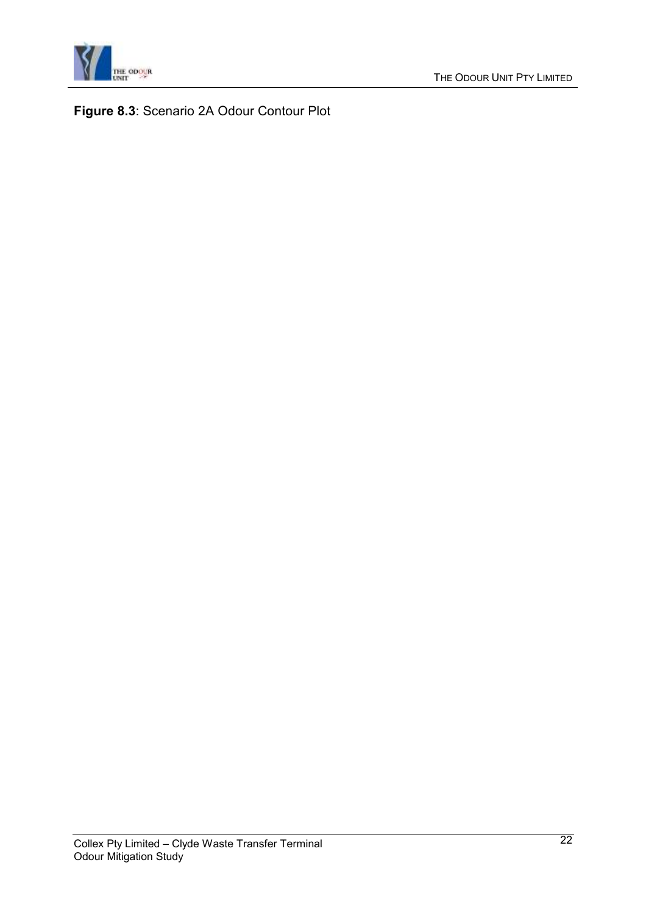**Figure 8.3**: Scenario 2A Odour Contour Plot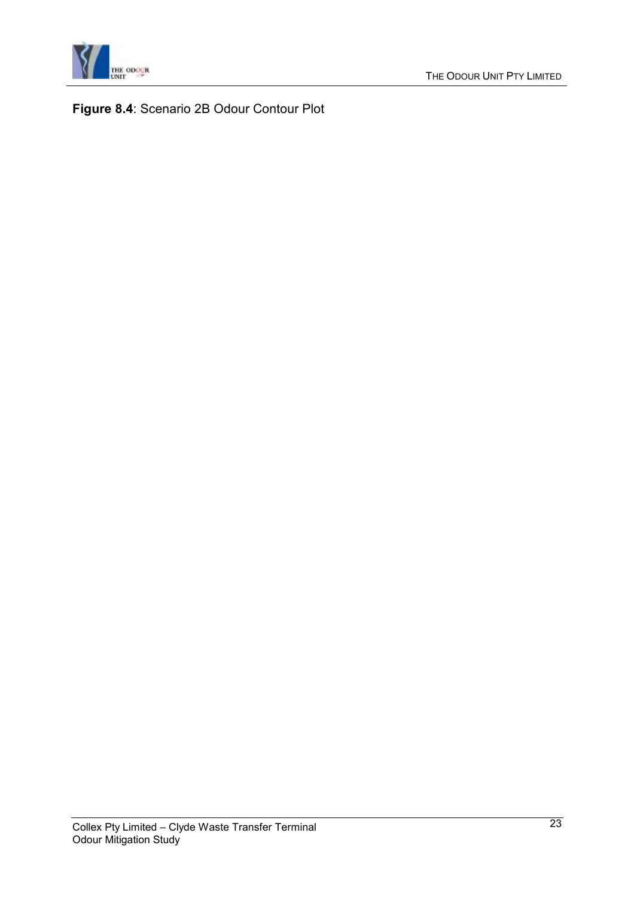**Figure 8.4**: Scenario 2B Odour Contour Plot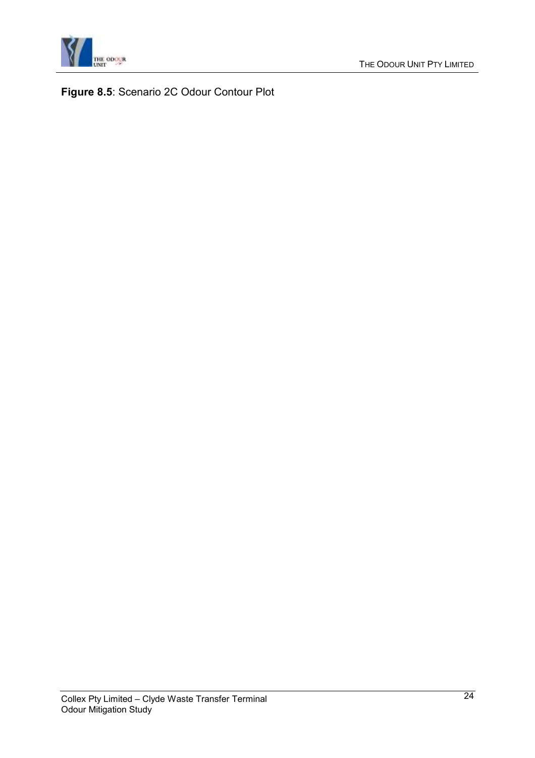**Figure 8.5**: Scenario 2C Odour Contour Plot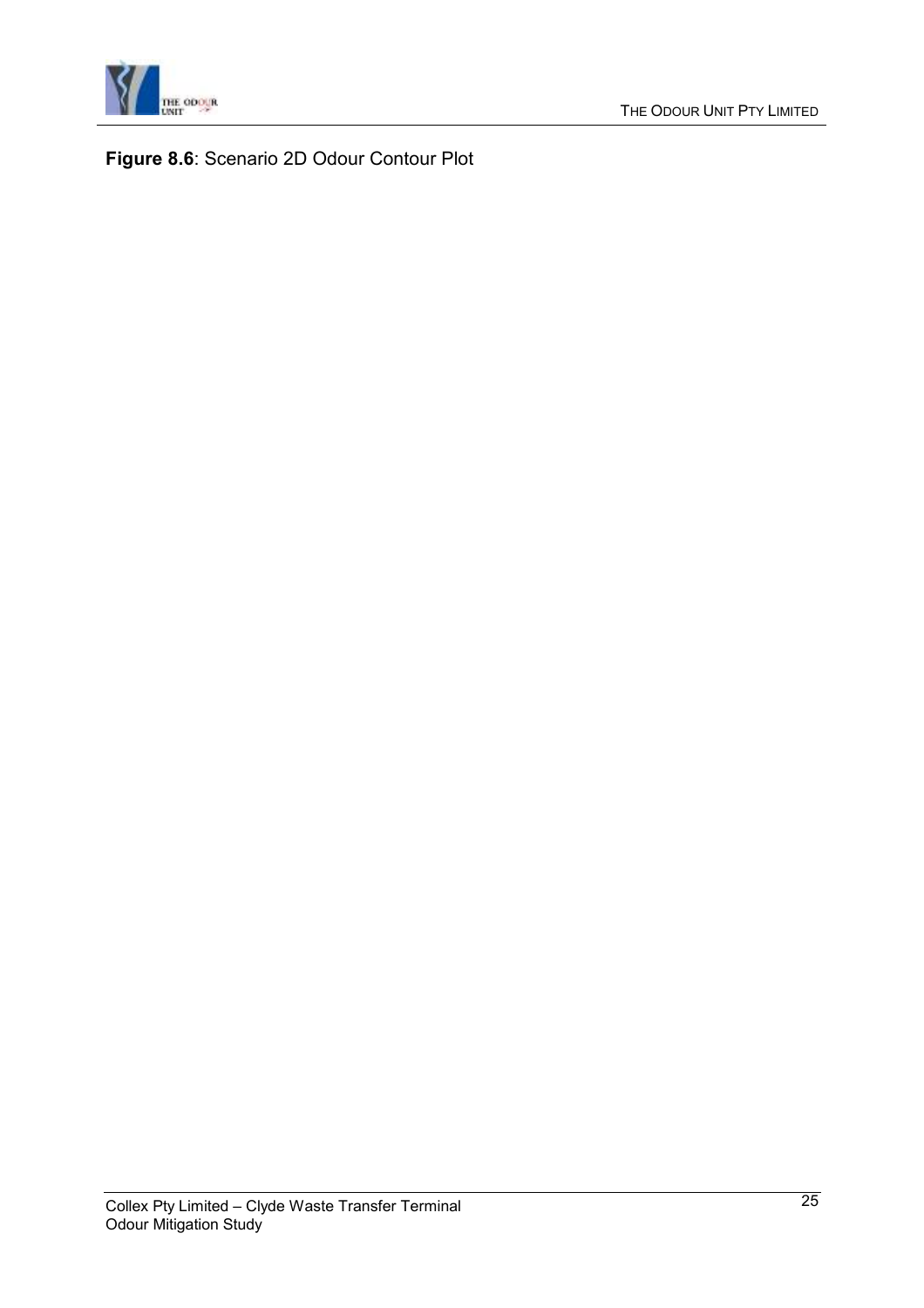**Figure 8.6**: Scenario 2D Odour Contour Plot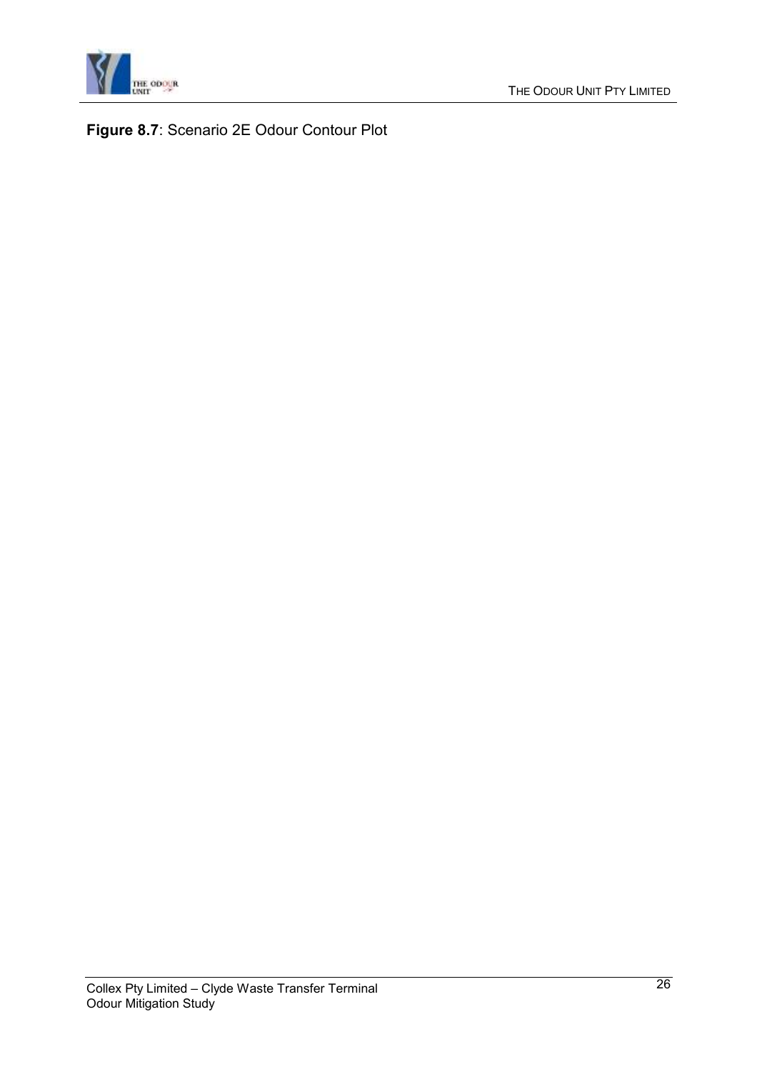**Figure 8.7**: Scenario 2E Odour Contour Plot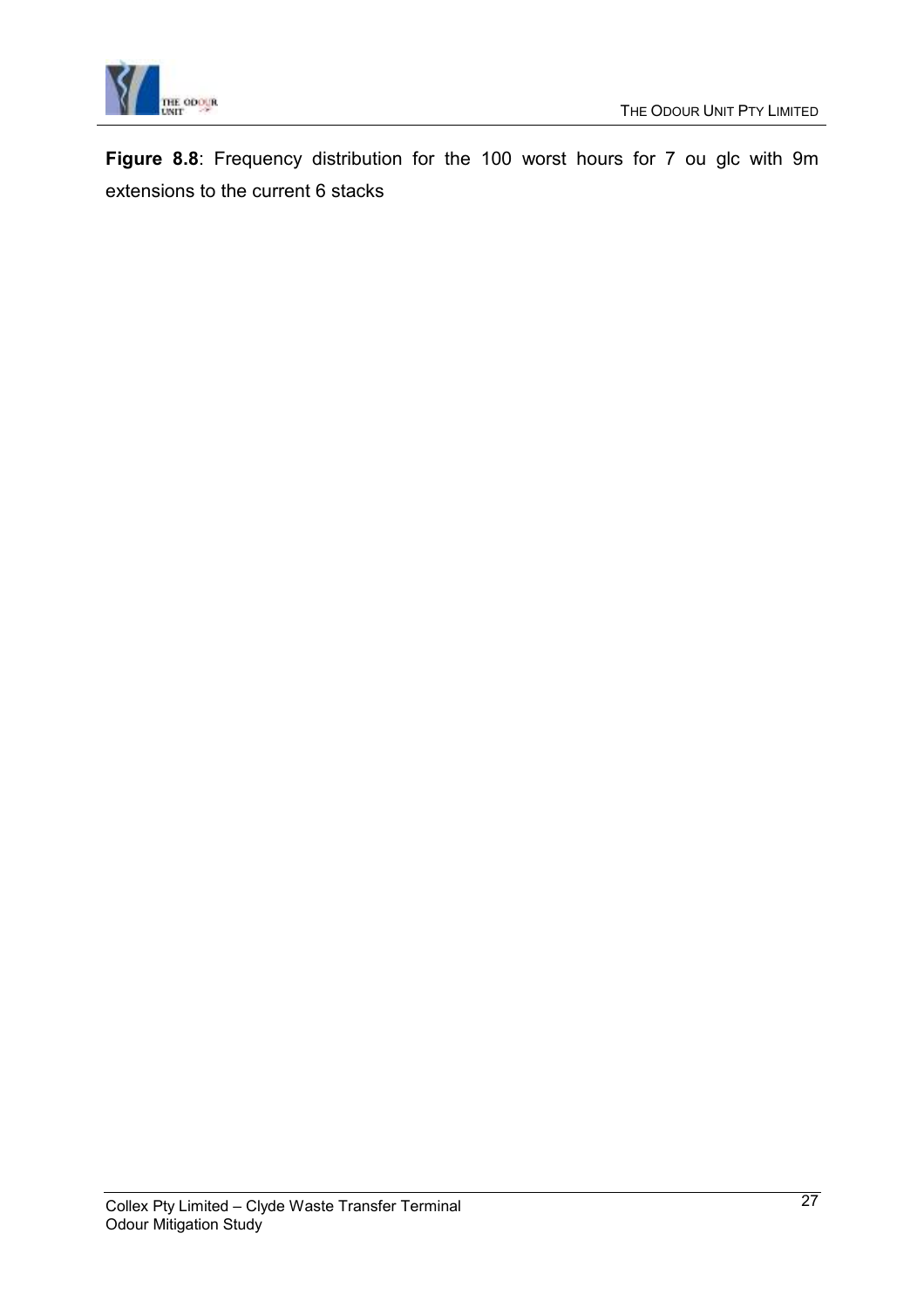**Figure 8.8**: Frequency distribution for the 100 worst hours for 7 ou glc with 9m extensions to the current 6 stacks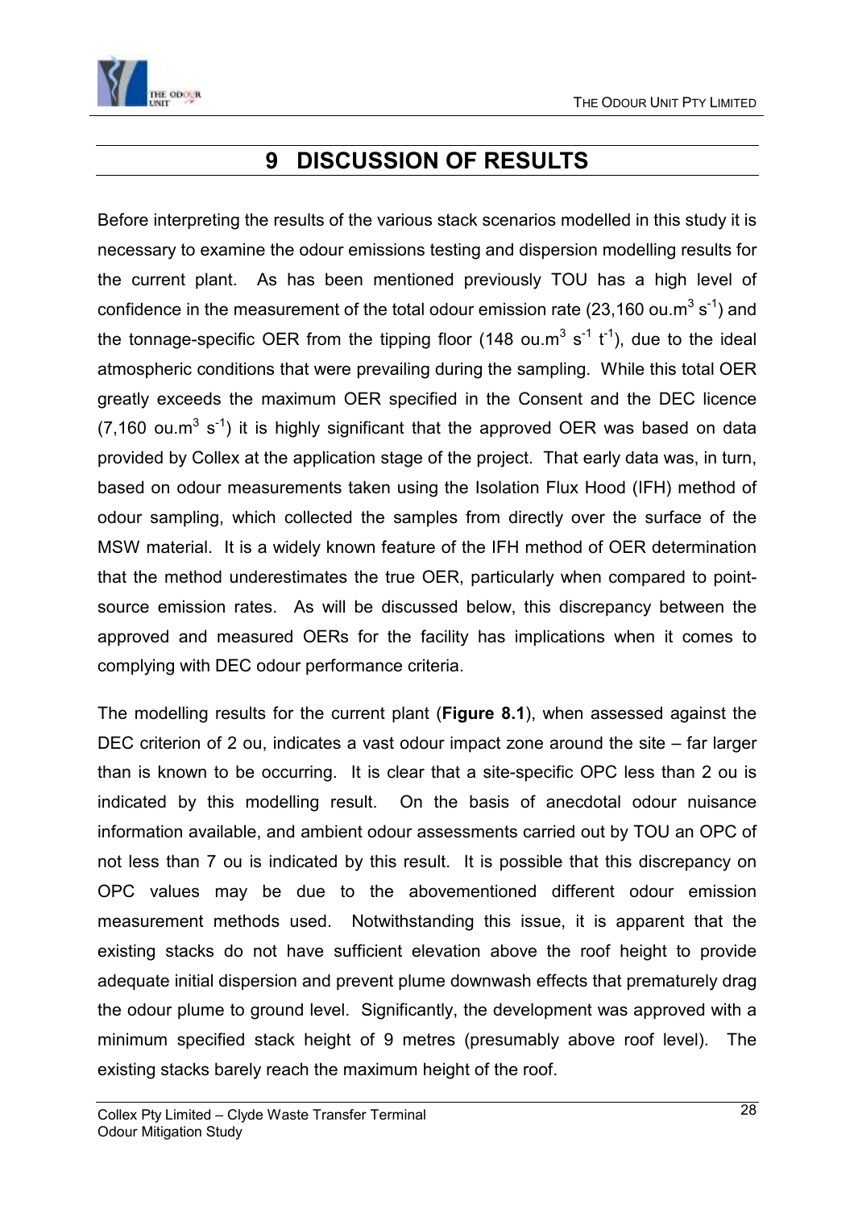# 9 DISCUSSION OF RESULTS

Before interpreting the results of the various stack scenarios modelled in this study it is necessary to examine the odour emissions testing and dispersion modelling results for the current plant. As has been mentioned previously TOU has a high level of confidence in the measurement of the total odour emission rate (23,160 ou.m$^3$ s$^{-1}$) and the tonnage-specific OER from the tipping floor (148 ou.m$^3$ s$^{-1}$ t$^{-1}$), due to the ideal atmospheric conditions that were prevailing during the sampling. While this total OER greatly exceeds the maximum OER specified in the Consent and the DEC licence (7,160 ou.m$^3$ s$^{-1}$) it is highly significant that the approved OER was based on data provided by Collex at the application stage of the project. That early data was, in turn, based on odour measurements taken using the Isolation Flux Hood (IFH) method of odour sampling, which collected the samples from directly over the surface of the MSW material. It is a widely known feature of the IFH method of OER determination that the method underestimates the true OER, particularly when compared to point-source emission rates. As will be discussed below, this discrepancy between the approved and measured OERs for the facility has implications when it comes to complying with DEC odour performance criteria.

The modelling results for the current plant (**Figure 8.1**), when assessed against the DEC criterion of 2 ou, indicates a vast odour impact zone around the site – far larger than is known to be occurring. It is clear that a site-specific OPC less than 2 ou is indicated by this modelling result. On the basis of anecdotal odour nuisance information available, and ambient odour assessments carried out by TOU an OPC of not less than 7 ou is indicated by this result. It is possible that this discrepancy on OPC values may be due to the abovementioned different odour emission measurement methods used. Notwithstanding this issue, it is apparent that the existing stacks do not have sufficient elevation above the roof height to provide adequate initial dispersion and prevent plume downwash effects that prematurely drag the odour plume to ground level. Significantly, the development was approved with a minimum specified stack height of 9 metres (presumably above roof level). The existing stacks barely reach the maximum height of the roof.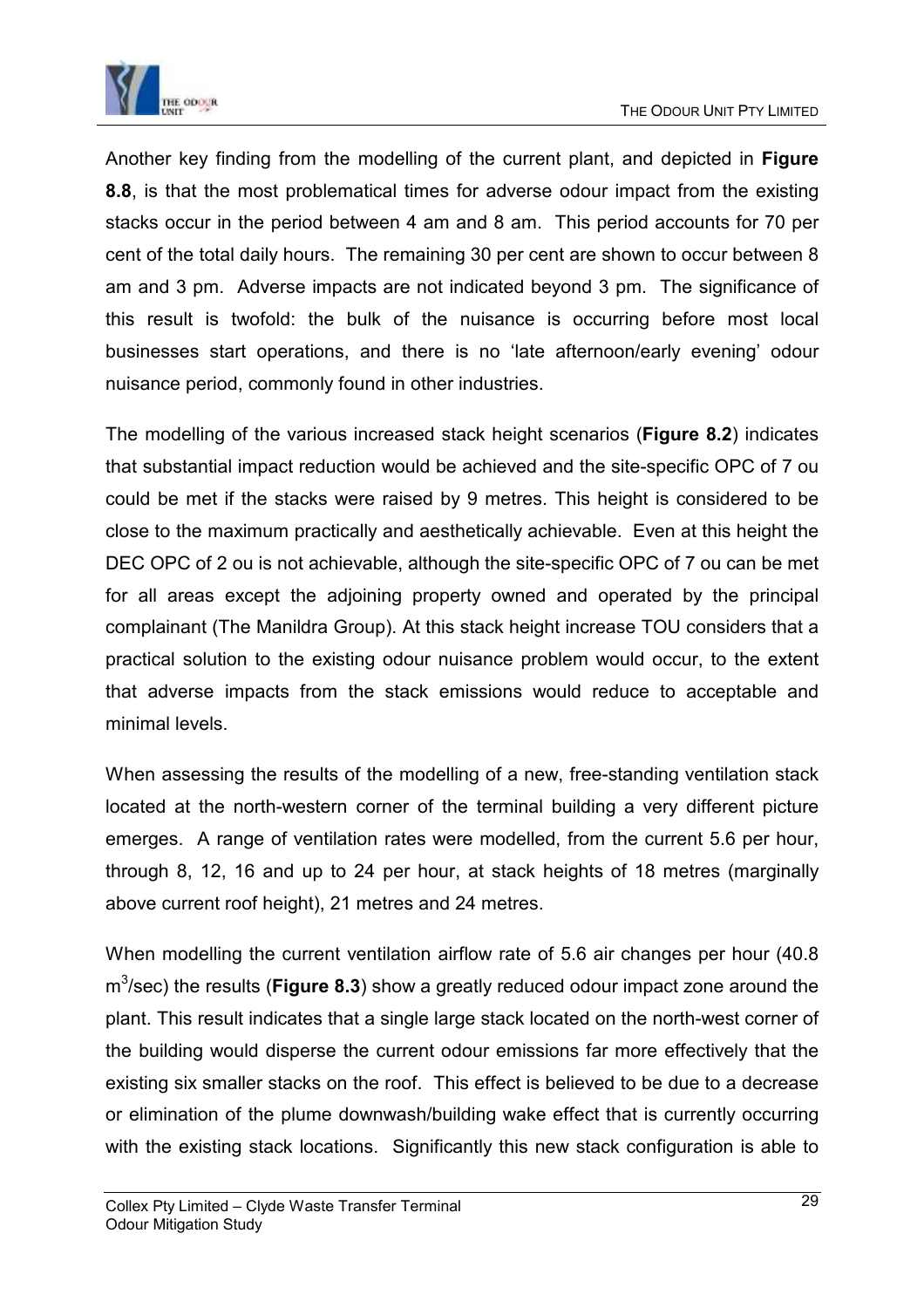Another key finding from the modelling of the current plant, and depicted in **Figure 8.8**, is that the most problematical times for adverse odour impact from the existing stacks occur in the period between 4 am and 8 am. This period accounts for 70 per cent of the total daily hours. The remaining 30 per cent are shown to occur between 8 am and 3 pm. Adverse impacts are not indicated beyond 3 pm. The significance of this result is twofold: the bulk of the nuisance is occurring before most local businesses start operations, and there is no 'late afternoon/early evening' odour nuisance period, commonly found in other industries.

The modelling of the various increased stack height scenarios (**Figure 8.2**) indicates that substantial impact reduction would be achieved and the site-specific OPC of 7 ou could be met if the stacks were raised by 9 metres. This height is considered to be close to the maximum practically and aesthetically achievable. Even at this height the DEC OPC of 2 ou is not achievable, although the site-specific OPC of 7 ou can be met for all areas except the adjoining property owned and operated by the principal complainant (The Manildra Group). At this stack height increase TOU considers that a practical solution to the existing odour nuisance problem would occur, to the extent that adverse impacts from the stack emissions would reduce to acceptable and minimal levels.

When assessing the results of the modelling of a new, free-standing ventilation stack located at the north-western corner of the terminal building a very different picture emerges. A range of ventilation rates were modelled, from the current 5.6 per hour, through 8, 12, 16 and up to 24 per hour, at stack heights of 18 metres (marginally above current roof height), 21 metres and 24 metres.

When modelling the current ventilation airflow rate of 5.6 air changes per hour (40.8 $m^3$/sec) the results (**Figure 8.3**) show a greatly reduced odour impact zone around the plant. This result indicates that a single large stack located on the north-west corner of the building would disperse the current odour emissions far more effectively that the existing six smaller stacks on the roof. This effect is believed to be due to a decrease or elimination of the plume downwash/building wake effect that is currently occurring with the existing stack locations. Significantly this new stack configuration is able to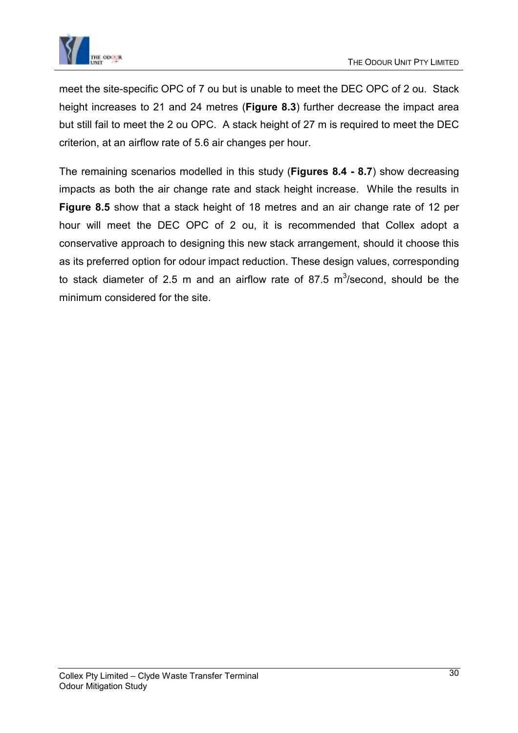meet the site-specific OPC of 7 ou but is unable to meet the DEC OPC of 2 ou. Stack height increases to 21 and 24 metres (**Figure 8.3**) further decrease the impact area but still fail to meet the 2 ou OPC. A stack height of 27 m is required to meet the DEC criterion, at an airflow rate of 5.6 air changes per hour.

The remaining scenarios modelled in this study (**Figures 8.4 - 8.7**) show decreasing impacts as both the air change rate and stack height increase. While the results in **Figure 8.5** show that a stack height of 18 metres and an air change rate of 12 per hour will meet the DEC OPC of 2 ou, it is recommended that Collex adopt a conservative approach to designing this new stack arrangement, should it choose this as its preferred option for odour impact reduction. These design values, corresponding to stack diameter of 2.5 m and an airflow rate of 87.5 $m^3$/second, should be the minimum considered for the site.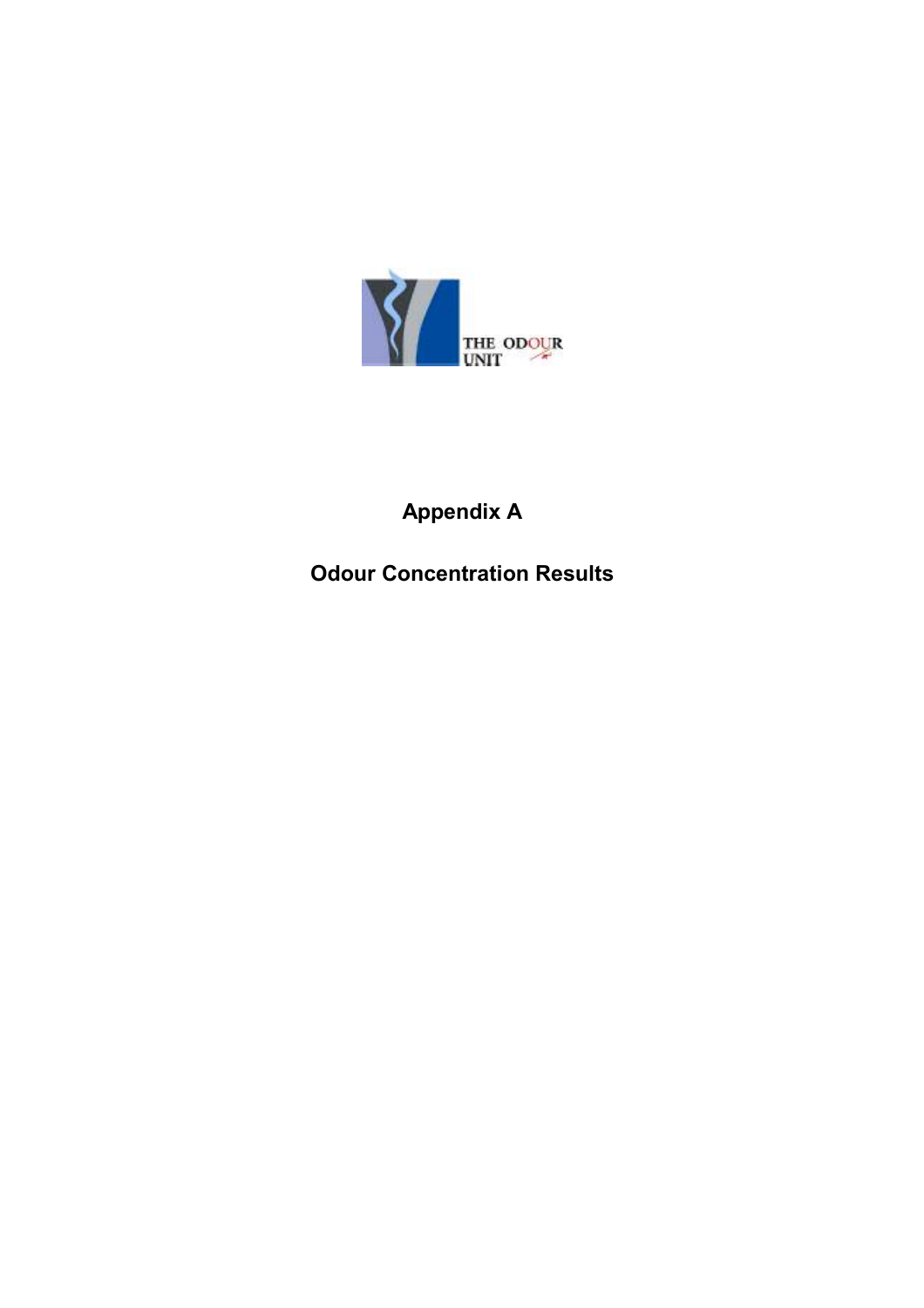# Appendix A

## Odour Concentration Results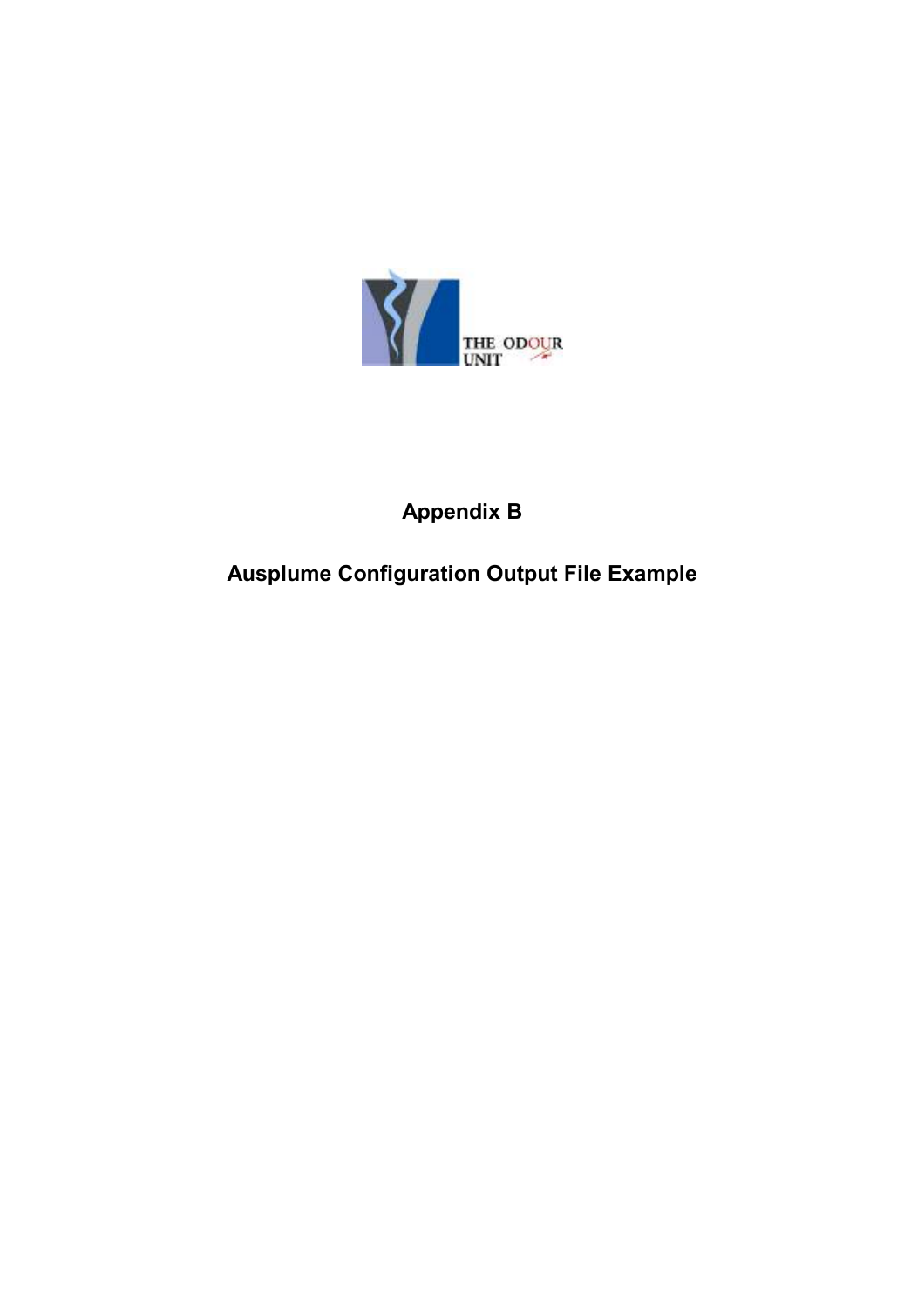# Appendix B

## Ausplume Configuration Output File Example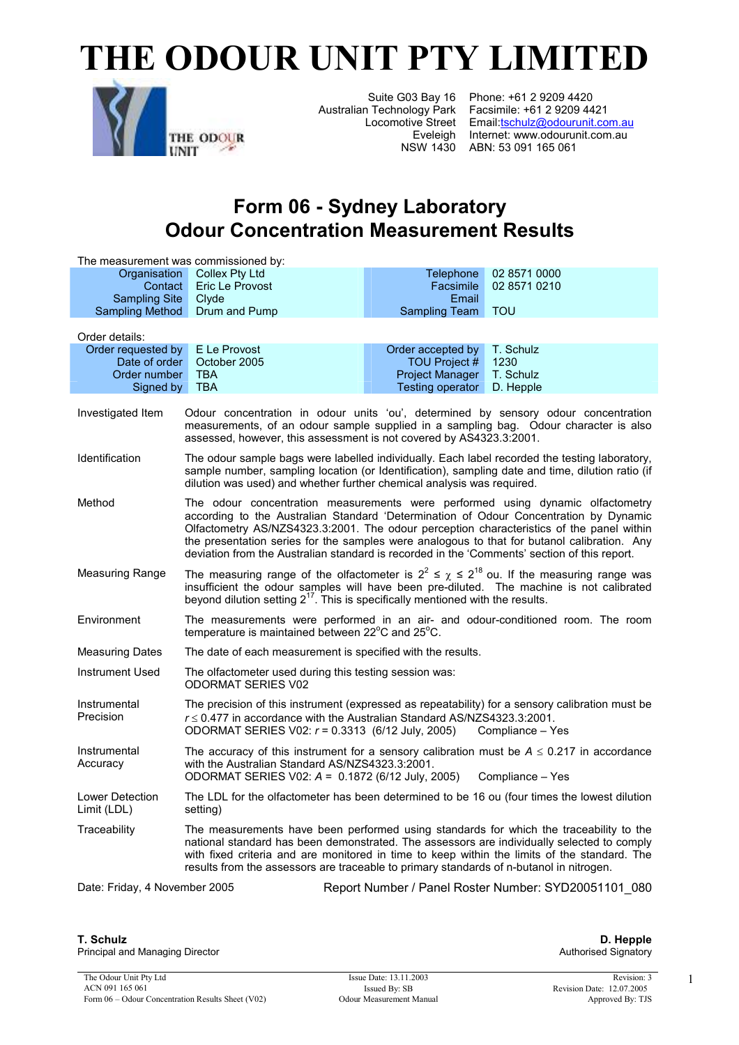# THE ODOUR UNIT PTY LIMITED

Suite G03 Bay 16
Australian Technology Park
Locomotive Street
Eveleigh
NSW 1430

Phone: +61 2 9209 4420
Facsimile: +61 2 9209 4421
Email: tschulz@odourunit.com.au
Internet: www.odourunit.com.au
ABN: 53 091 165 061

## Form 06 - Sydney Laboratory
## Odour Concentration Measurement Results

The measurement was commissioned by:

| | | | |
|---|---|---|---|
| Organisation | Collex Pty Ltd | Telephone | 02 8571 0000 |
| Contact | Eric Le Provost | Facsimile | 02 8571 0210 |
| Sampling Site | Clyde | Email | |
| Sampling Method | Drum and Pump | Sampling Team | TOU |

Order details:

| | | | |
|---|---|---|---|
| Order requested by | E Le Provost | Order accepted by | T. Schulz |
| Date of order | October 2005 | TOU Project # | 1230 |
| Order number | TBA | Project Manager | T. Schulz |
| Signed by | TBA | Testing operator | D. Hepple |

**Investigated Item**
Odour concentration in odour units 'ou', determined by sensory odour concentration measurements, of an odour sample supplied in a sampling bag. Odour character is also assessed, however, this assessment is not covered by AS4323.3:2001.

**Identification**
The odour sample bags were labelled individually. Each label recorded the testing laboratory, sample number, sampling location (or Identification), sampling date and time, dilution ratio (if dilution was used) and whether further chemical analysis was required.

**Method**
The odour concentration measurements were performed using dynamic olfactometry according to the Australian Standard 'Determination of Odour Concentration by Dynamic Olfactometry AS/NZS4323.3:2001. The odour perception characteristics of the panel within the presentation series for the samples were analogous to that for butanol calibration. Any deviation from the Australian standard is recorded in the 'Comments' section of this report.

**Measuring Range**
The measuring range of the olfactometer is $2^2 \le \chi \le 2^{18}$ ou. If the measuring range was insufficient the odour samples will have been pre-diluted. The machine is not calibrated beyond dilution setting $2^{17}$. This is specifically mentioned with the results.

**Environment**
The measurements were performed in an air- and odour-conditioned room. The room temperature is maintained between 22°C and 25°C.

**Measuring Dates**
The date of each measurement is specified with the results.

**Instrument Used**
The olfactometer used during this testing session was:
ODORMAT SERIES V02

**Instrumental Precision**
The precision of this instrument (expressed as repeatability) for a sensory calibration must be $r \le 0.477$ in accordance with the Australian Standard AS/NZS4323.3:2001.
ODORMAT SERIES V02: $r = 0.3313$ (6/12 July, 2005) Compliance – Yes

**Instrumental Accuracy**
The accuracy of this instrument for a sensory calibration must be $A \le 0.217$ in accordance with the Australian Standard AS/NZS4323.3:2001.
ODORMAT SERIES V02: $A = 0.1872$ (6/12 July, 2005) Compliance – Yes

**Lower Detection Limit (LDL)**
The LDL for the olfactometer has been determined to be 16 ou (four times the lowest dilution setting)

**Traceability**
The measurements have been performed using standards for which the traceability to the national standard has been demonstrated. The assessors are individually selected to comply with fixed criteria and are monitored in time to keep within the limits of the standard. The results from the assessors are traceable to primary standards of n-butanol in nitrogen.

Date: Friday, 4 November 2005 Report Number / Panel Roster Number: SYD20051101_080

**T. Schulz**
Principal and Managing Director

**D. Hepple**
Authorised Signatory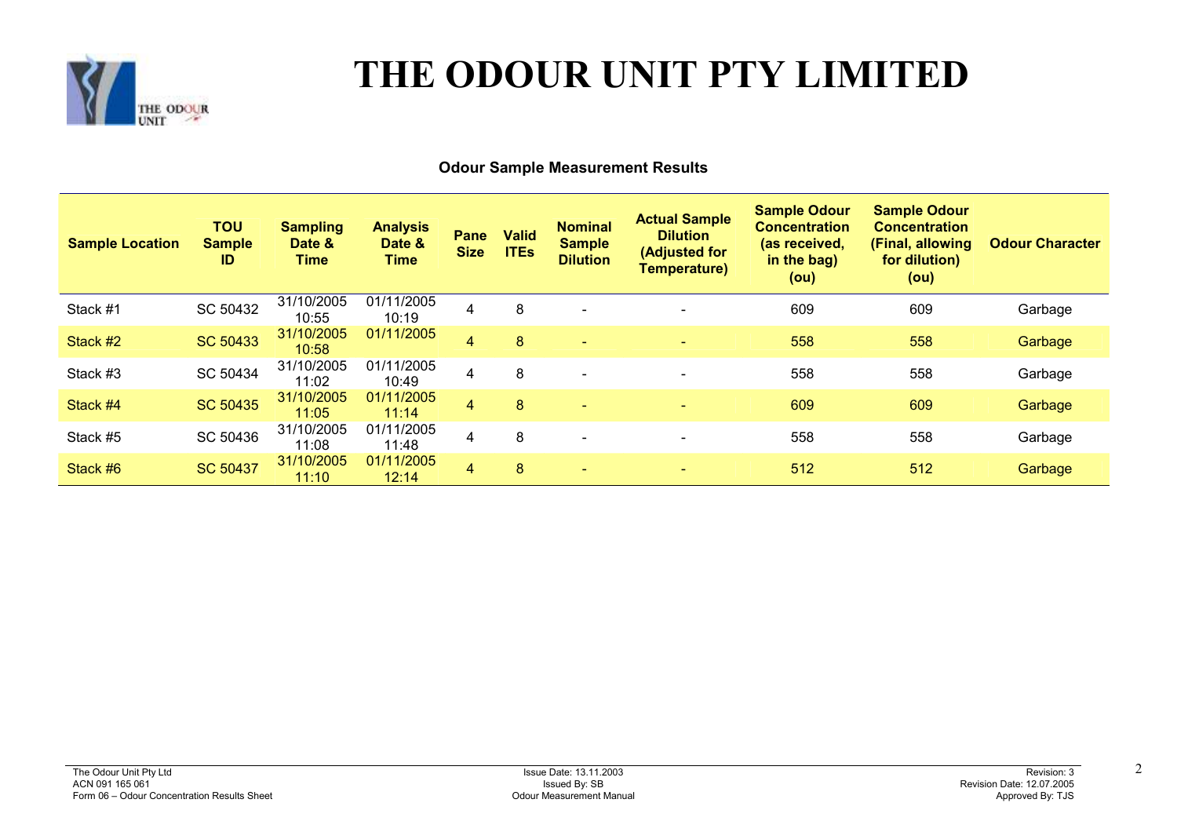# THE ODOUR UNIT PTY LIMITED

**Odour Sample Measurement Results**

| Sample Location | TOU Sample ID | Sampling Date & Time | Analysis Date & Time | Pane Size | Valid ITEs | Nominal Sample Dilution | Actual Sample Dilution (Adjusted for Temperature) | Sample Odour Concentration (as received, in the bag) (ou) | Sample Odour Concentration (Final, allowing for dilution) (ou) | Odour Character |
|---|---|---|---|---|---|---|---|---|---|---|
| Stack #1 | SC 50432 | 31/10/2005 10:55 | 01/11/2005 10:19 | 4 | 8 | - | - | 609 | 609 | Garbage |
| Stack #2 | SC 50433 | 31/10/2005 10:58 | 01/11/2005 | 4 | 8 | - | - | 558 | 558 | Garbage |
| Stack #3 | SC 50434 | 31/10/2005 11:02 | 01/11/2005 10:49 | 4 | 8 | - | - | 558 | 558 | Garbage |
| Stack #4 | SC 50435 | 31/10/2005 11:05 | 01/11/2005 11:14 | 4 | 8 | - | - | 609 | 609 | Garbage |
| Stack #5 | SC 50436 | 31/10/2005 11:08 | 01/11/2005 11:48 | 4 | 8 | - | - | 558 | 558 | Garbage |
| Stack #6 | SC 50437 | 31/10/2005 11:10 | 01/11/2005 12:14 | 4 | 8 | - | - | 512 | 512 | Garbage |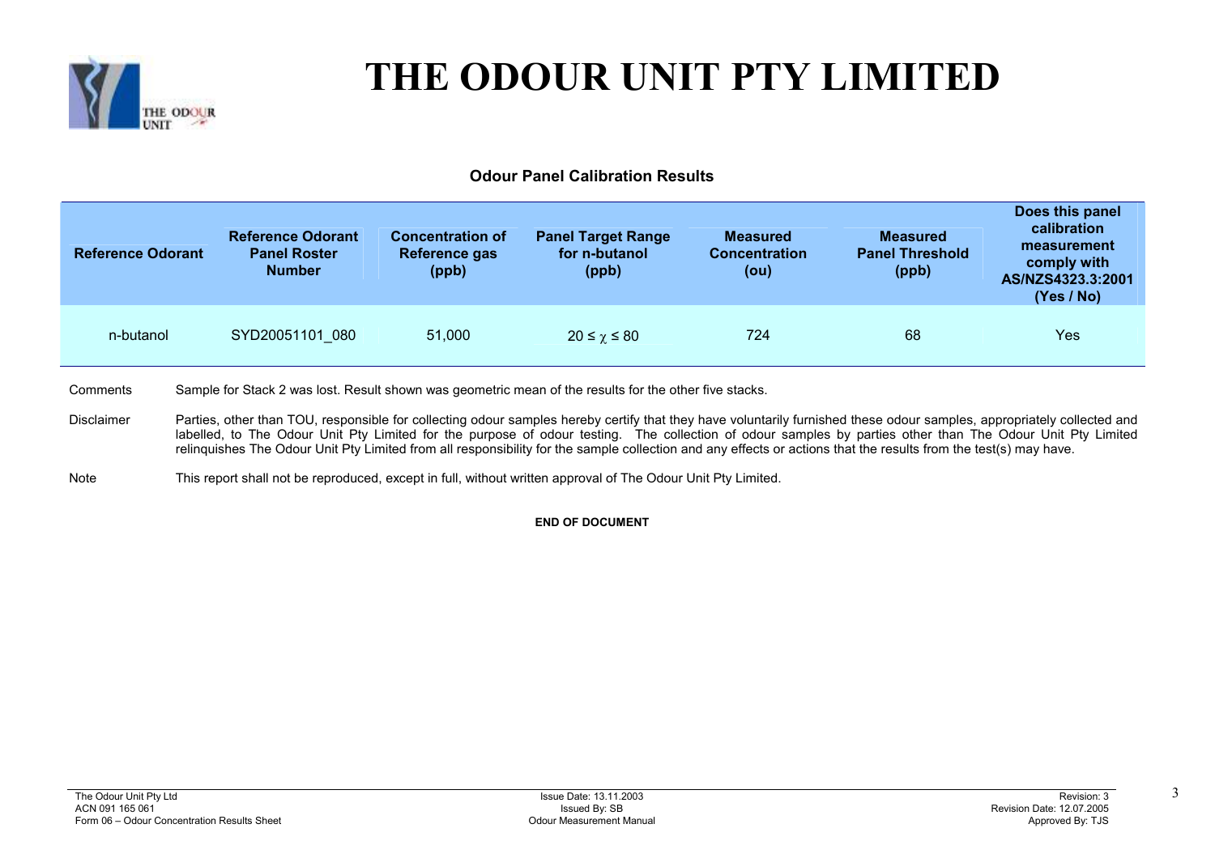# THE ODOUR UNIT PTY LIMITED

### Odour Panel Calibration Results

| Reference Odorant | Reference Odorant Panel Roster Number | Concentration of Reference gas (ppb) | Panel Target Range for n-butanol (ppb) | Measured Concentration (ou) | Measured Panel Threshold (ppb) | Does this panel calibration measurement comply with AS/NZS4323.3:2001 (Yes / No) |
|---|---|---|---|---|---|---|
| n-butanol | SYD20051101_080 | 51,000 | $20 \leq \chi \leq 80$ | 724 | 68 | Yes |

Comments Sample for Stack 2 was lost. Result shown was geometric mean of the results for the other five stacks.

Disclaimer Parties, other than TOU, responsible for collecting odour samples hereby certify that they have voluntarily furnished these odour samples, appropriately collected and labelled, to The Odour Unit Pty Limited for the purpose of odour testing. The collection of odour samples by parties other than The Odour Unit Pty Limited relinquishes The Odour Unit Pty Limited from all responsibility for the sample collection and any effects or actions that the results from the test(s) may have.

Note This report shall not be reproduced, except in full, without written approval of The Odour Unit Pty Limited.

**END OF DOCUMENT**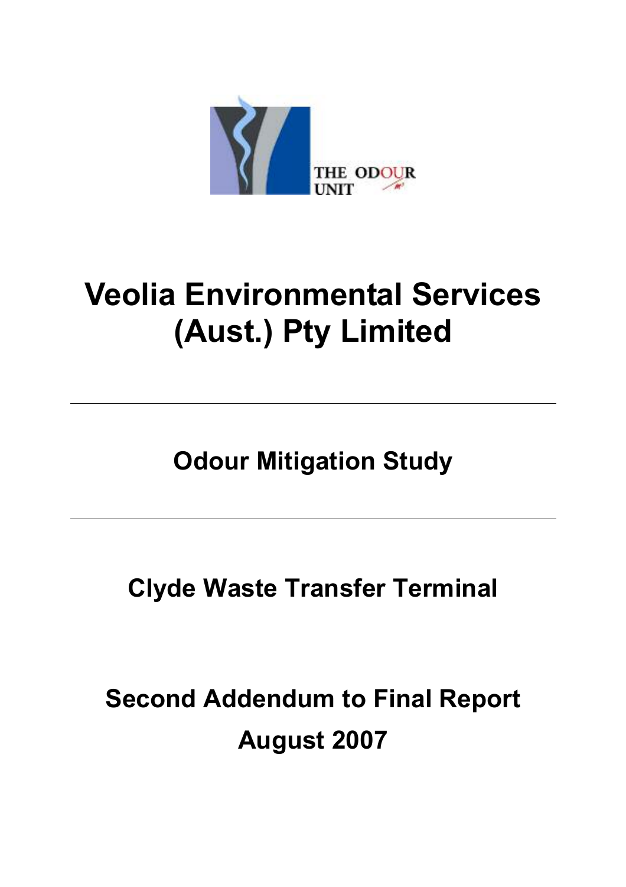THE ODOUR UNIT

# Veolia Environmental Services (Aust.) Pty Limited

---

## Odour Mitigation Study

---

## Clyde Waste Transfer Terminal

## Second Addendum to Final Report

## August 2007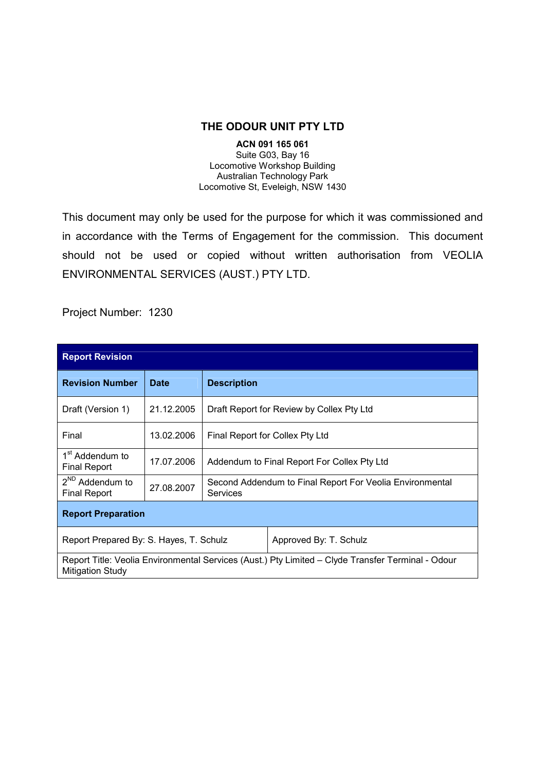**THE ODOUR UNIT PTY LTD**

**ACN 091 165 061**
Suite G03, Bay 16
Locomotive Workshop Building
Australian Technology Park
Locomotive St, Eveleigh, NSW 1430

This document may only be used for the purpose for which it was commissioned and in accordance with the Terms of Engagement for the commission. This document should not be used or copied without written authorisation from VEOLIA ENVIRONMENTAL SERVICES (AUST.) PTY LTD.

Project Number: 1230

| Report Revision | | |
|---|---|---|
| **Revision Number** | **Date** | **Description** |
| Draft (Version 1) | 21.12.2005 | Draft Report for Review by Collex Pty Ltd |
| Final | 13.02.2006 | Final Report for Collex Pty Ltd |
| 1st Addendum to Final Report | 17.07.2006 | Addendum to Final Report For Collex Pty Ltd |
| 2ND Addendum to Final Report | 27.08.2007 | Second Addendum to Final Report For Veolia Environmental Services |
| **Report Preparation** | | |
| Report Prepared By: S. Hayes, T. Schulz | Approved By: T. Schulz | |
| Report Title: Veolia Environmental Services (Aust.) Pty Limited – Clyde Transfer Terminal - Odour Mitigation Study | | |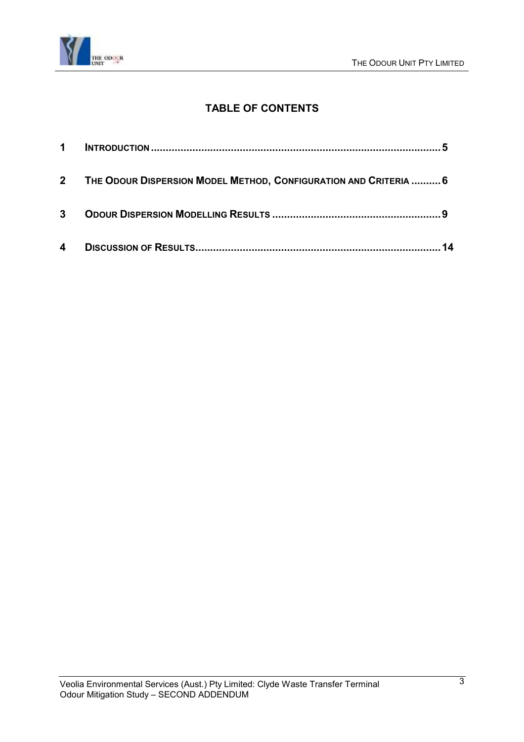## TABLE OF CONTENTS

| | | |
|---|---|---|
| **1** | **INTRODUCTION** | **5** |
| **2** | **THE ODOUR DISPERSION MODEL METHOD, CONFIGURATION AND CRITERIA** | **6** |
| **3** | **ODOUR DISPERSION MODELLING RESULTS** | **9** |
| **4** | **DISCUSSION OF RESULTS** | **14** |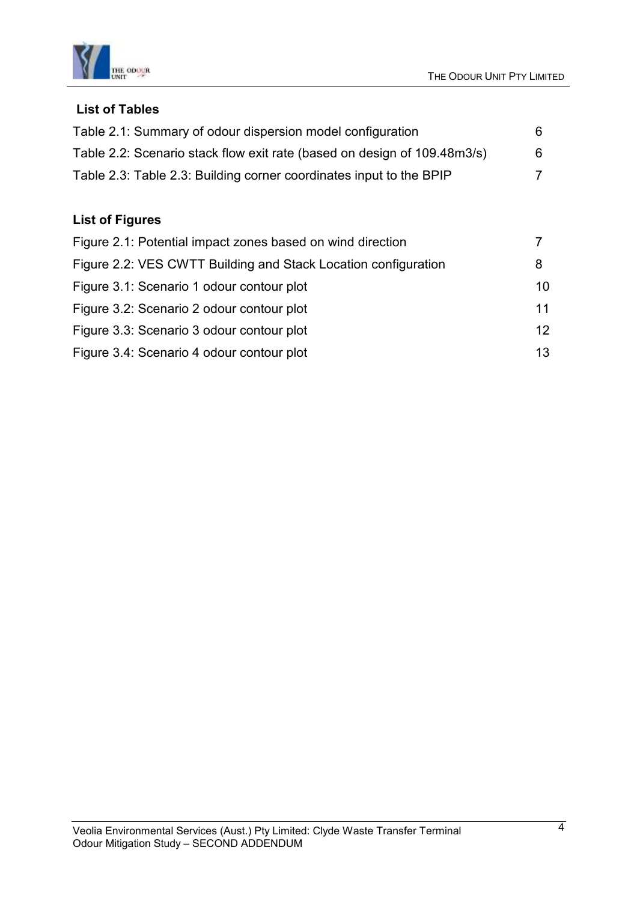## List of Tables

Table 2.1: Summary of odour dispersion model configuration 6

Table 2.2: Scenario stack flow exit rate (based on design of 109.48m3/s) 6

Table 2.3: Table 2.3: Building corner coordinates input to the BPIP 7

## List of Figures

Figure 2.1: Potential impact zones based on wind direction 7

Figure 2.2: VES CWTT Building and Stack Location configuration 8

Figure 3.1: Scenario 1 odour contour plot 10

Figure 3.2: Scenario 2 odour contour plot 11

Figure 3.3: Scenario 3 odour contour plot 12

Figure 3.4: Scenario 4 odour contour plot 13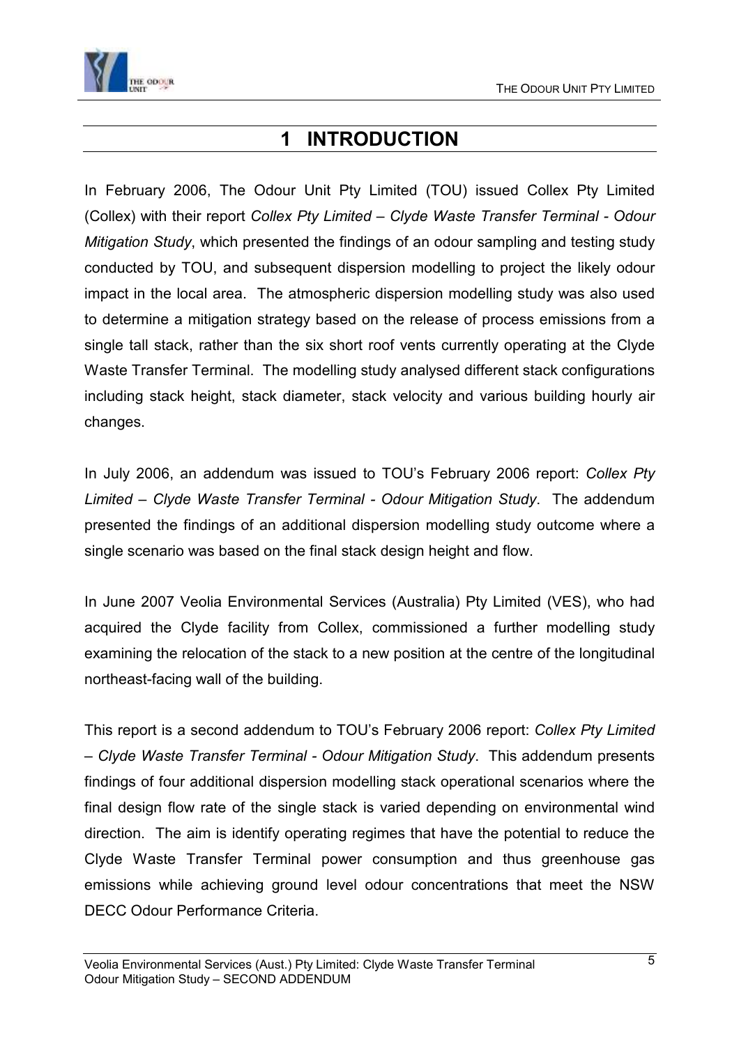# 1 INTRODUCTION

In February 2006, The Odour Unit Pty Limited (TOU) issued Collex Pty Limited (Collex) with their report *Collex Pty Limited – Clyde Waste Transfer Terminal - Odour Mitigation Study*, which presented the findings of an odour sampling and testing study conducted by TOU, and subsequent dispersion modelling to project the likely odour impact in the local area. The atmospheric dispersion modelling study was also used to determine a mitigation strategy based on the release of process emissions from a single tall stack, rather than the six short roof vents currently operating at the Clyde Waste Transfer Terminal. The modelling study analysed different stack configurations including stack height, stack diameter, stack velocity and various building hourly air changes.

In July 2006, an addendum was issued to TOU's February 2006 report: *Collex Pty Limited – Clyde Waste Transfer Terminal - Odour Mitigation Study*. The addendum presented the findings of an additional dispersion modelling study outcome where a single scenario was based on the final stack design height and flow.

In June 2007 Veolia Environmental Services (Australia) Pty Limited (VES), who had acquired the Clyde facility from Collex, commissioned a further modelling study examining the relocation of the stack to a new position at the centre of the longitudinal northeast-facing wall of the building.

This report is a second addendum to TOU's February 2006 report: *Collex Pty Limited – Clyde Waste Transfer Terminal - Odour Mitigation Study*. This addendum presents findings of four additional dispersion modelling stack operational scenarios where the final design flow rate of the single stack is varied depending on environmental wind direction. The aim is identify operating regimes that have the potential to reduce the Clyde Waste Transfer Terminal power consumption and thus greenhouse gas emissions while achieving ground level odour concentrations that meet the NSW DECC Odour Performance Criteria.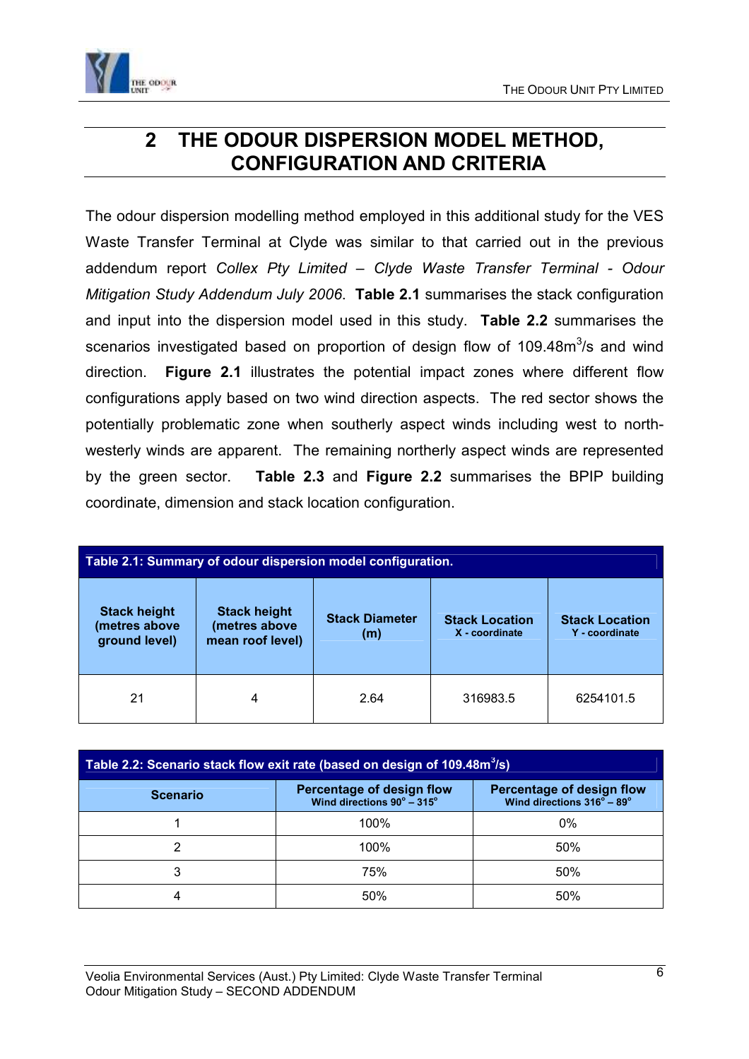# 2 THE ODOUR DISPERSION MODEL METHOD, CONFIGURATION AND CRITERIA

The odour dispersion modelling method employed in this additional study for the VES Waste Transfer Terminal at Clyde was similar to that carried out in the previous addendum report *Collex Pty Limited – Clyde Waste Transfer Terminal - Odour Mitigation Study Addendum July 2006*. **Table 2.1** summarises the stack configuration and input into the dispersion model used in this study. **Table 2.2** summarises the scenarios investigated based on proportion of design flow of 109.48m$^3$/s and wind direction. **Figure 2.1** illustrates the potential impact zones where different flow configurations apply based on two wind direction aspects. The red sector shows the potentially problematic zone when southerly aspect winds including west to north-westerly winds are apparent. The remaining northerly aspect winds are represented by the green sector. **Table 2.3** and **Figure 2.2** summarises the BPIP building coordinate, dimension and stack location configuration.

**Table 2.1: Summary of odour dispersion model configuration.**

| Stack height (metres above ground level) | Stack height (metres above mean roof level) | Stack Diameter (m) | Stack Location X - coordinate | Stack Location Y - coordinate |
|---|---|---|---|---|
| 21 | 4 | 2.64 | 316983.5 | 6254101.5 |

**Table 2.2: Scenario stack flow exit rate (based on design of 109.48m$^3$/s)**

| Scenario | Percentage of design flow Wind directions 90° – 315° | Percentage of design flow Wind directions 316° – 89° |
|---|---|---|
| 1 | 100% | 0% |
| 2 | 100% | 50% |
| 3 | 75% | 50% |
| 4 | 50% | 50% |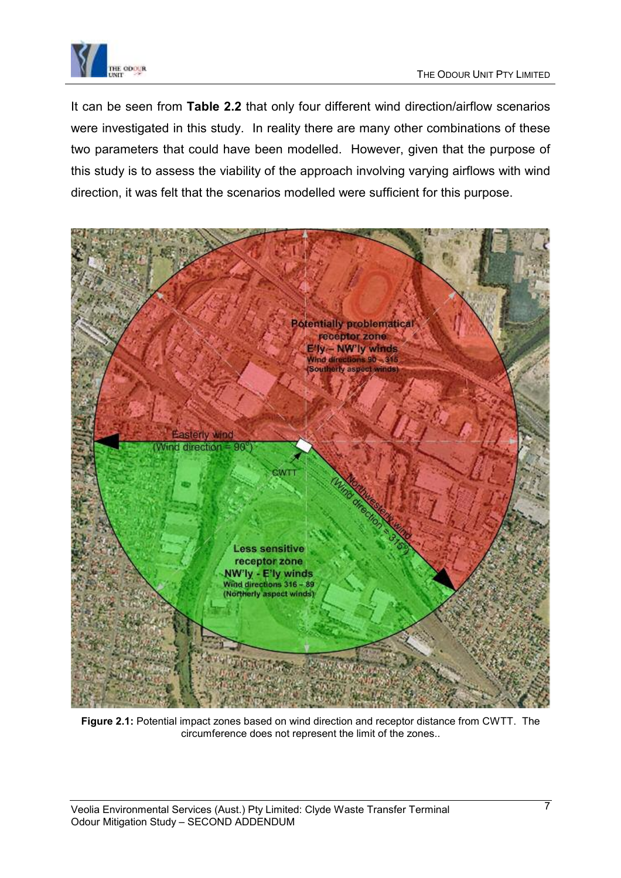It can be seen from **Table 2.2** that only four different wind direction/airflow scenarios were investigated in this study. In reality there are many other combinations of these two parameters that could have been modelled. However, given that the purpose of this study is to assess the viability of the approach involving varying airflows with wind direction, it was felt that the scenarios modelled were sufficient for this purpose.

**Figure 2.1:** Potential impact zones based on wind direction and receptor distance from CWTT. The circumference does not represent the limit of the zones..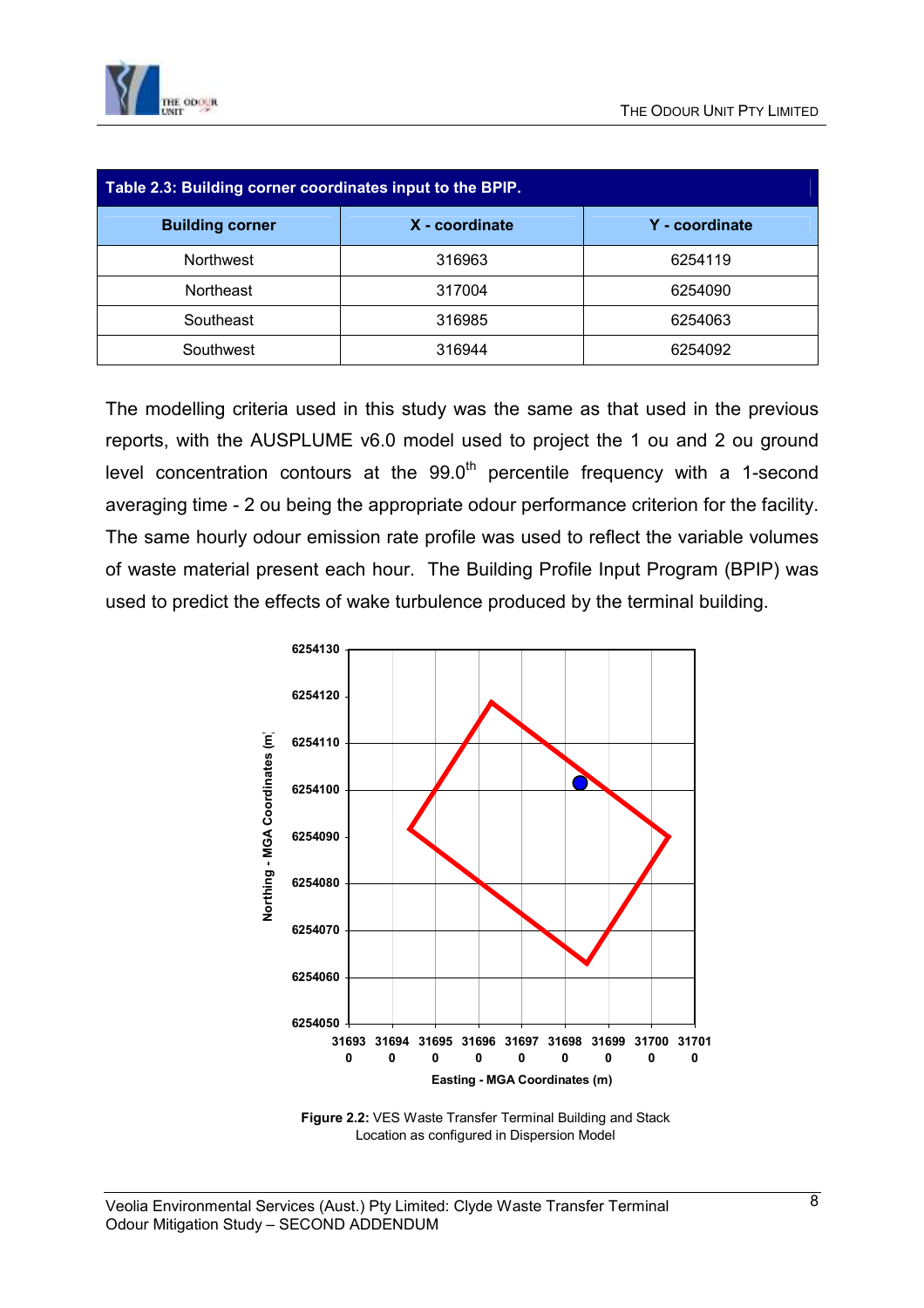| Table 2.3: Building corner coordinates input to the BPIP. | | |
|---|---|---|
| **Building corner** | **X - coordinate** | **Y - coordinate** |
| Northwest | 316963 | 6254119 |
| Northeast | 317004 | 6254090 |
| Southeast | 316985 | 6254063 |
| Southwest | 316944 | 6254092 |

The modelling criteria used in this study was the same as that used in the previous reports, with the AUSPLUME v6.0 model used to project the 1 ou and 2 ou ground level concentration contours at the $99.0^{th}$ percentile frequency with a 1-second averaging time - 2 ou being the appropriate odour performance criterion for the facility. The same hourly odour emission rate profile was used to reflect the variable volumes of waste material present each hour. The Building Profile Input Program (BPIP) was used to predict the effects of wake turbulence produced by the terminal building.

**Figure 2.2:** VES Waste Transfer Terminal Building and Stack Location as configured in Dispersion Model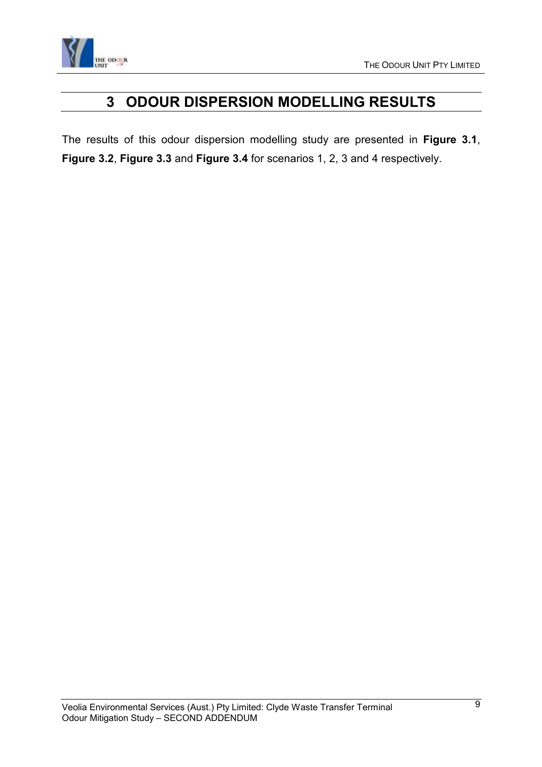# 3 ODOUR DISPERSION MODELLING RESULTS

The results of this odour dispersion modelling study are presented in **Figure 3.1**, **Figure 3.2**, **Figure 3.3** and **Figure 3.4** for scenarios 1, 2, 3 and 4 respectively.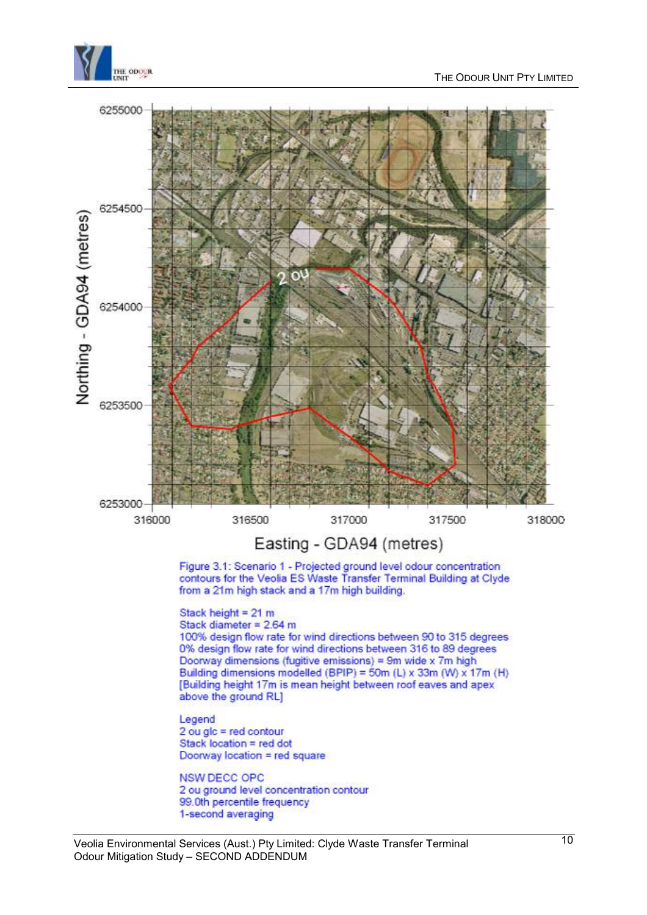Figure 3.1: Scenario 1 - Projected ground level odour concentration contours for the Veolia ES Waste Transfer Terminal Building at Clyde from a 21m high stack and a 17m high building.

Stack height = 21 m
Stack diameter = 2.64 m
100% design flow rate for wind directions between 90 to 315 degrees
0% design flow rate for wind directions between 316 to 89 degrees
Doorway dimensions (fugitive emissions) = 9m wide x 7m high
Building dimensions modelled (BPIP) = 50m (L) x 33m (W) x 17m (H)
[Building height 17m is mean height between roof eaves and apex above the ground RL]

Legend
2 ou glc = red contour
Stack location = red dot
Doorway location = red square

NSW DECC OPC
2 ou ground level concentration contour
99.0th percentile frequency
1-second averaging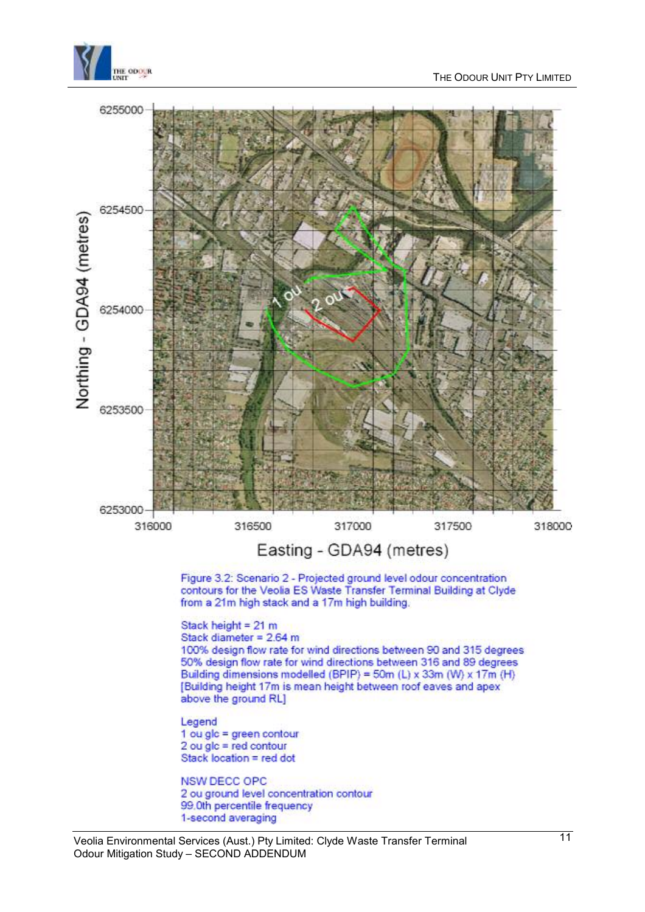Figure 3.2: Scenario 2 - Projected ground level odour concentration contours for the Veolia ES Waste Transfer Terminal Building at Clyde from a 21m high stack and a 17m high building.

Stack height = 21 m
Stack diameter = 2.64 m
100% design flow rate for wind directions between 90 and 315 degrees
50% design flow rate for wind directions between 316 and 89 degrees
Building dimensions modelled (BPIP) = 50m (L) x 33m (W) x 17m (H)
[Building height 17m is mean height between roof eaves and apex above the ground RL]

Legend
1 ou glc = green contour
2 ou glc = red contour
Stack location = red dot

NSW DECC OPC
2 ou ground level concentration contour
99.0th percentile frequency
1-second averaging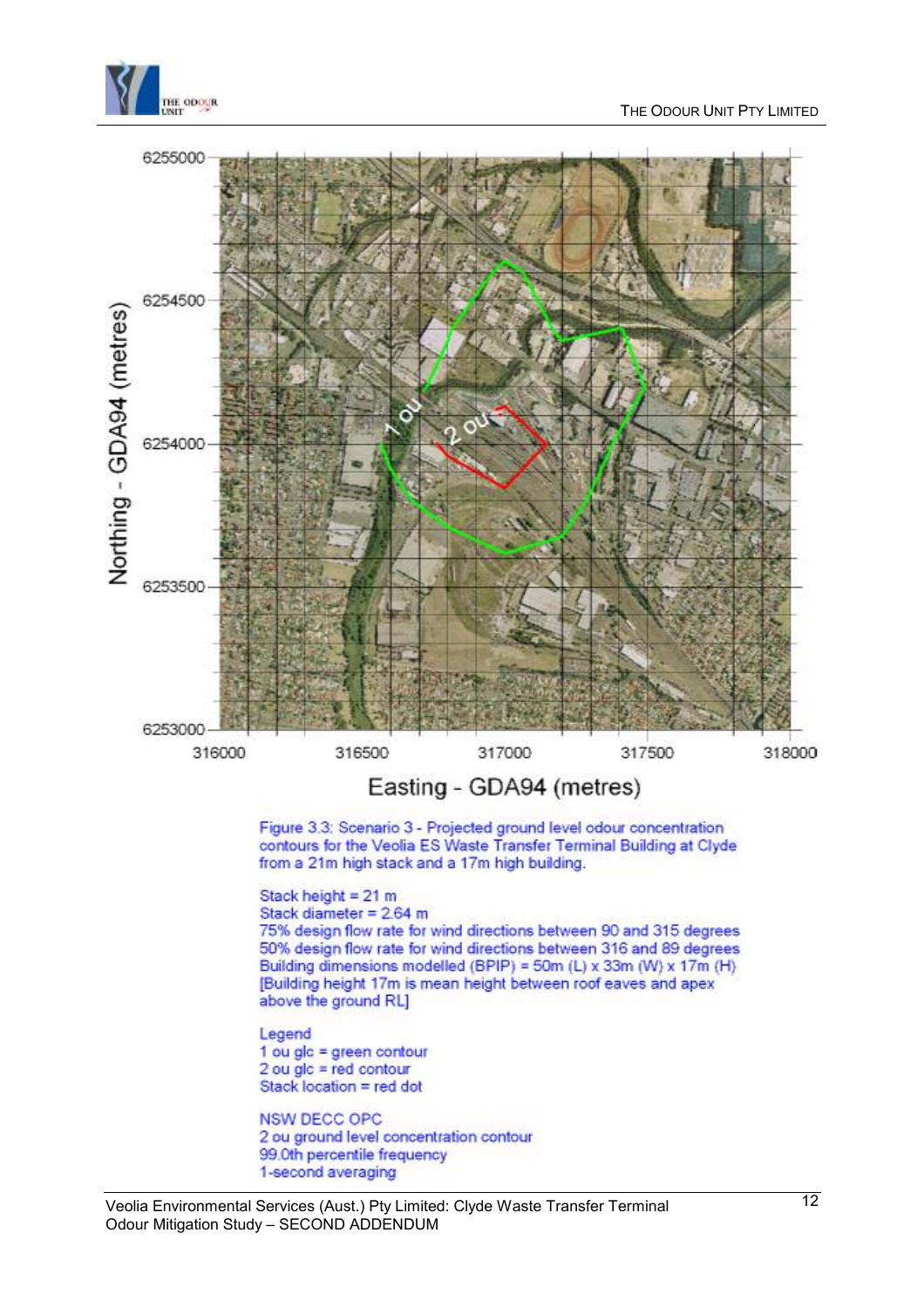Figure 3.3: Scenario 3 - Projected ground level odour concentration contours for the Veolia ES Waste Transfer Terminal Building at Clyde from a 21m high stack and a 17m high building.

Stack height = 21 m
Stack diameter = 2.64 m
75% design flow rate for wind directions between 90 and 315 degrees
50% design flow rate for wind directions between 316 and 89 degrees
Building dimensions modelled (BPIP) = 50m (L) x 33m (W) x 17m (H)
[Building height 17m is mean height between roof eaves and apex above the ground RL]

Legend
1 ou glc = green contour
2 ou glc = red contour
Stack location = red dot

NSW DECC OPC
2 ou ground level concentration contour
99.0th percentile frequency
1-second averaging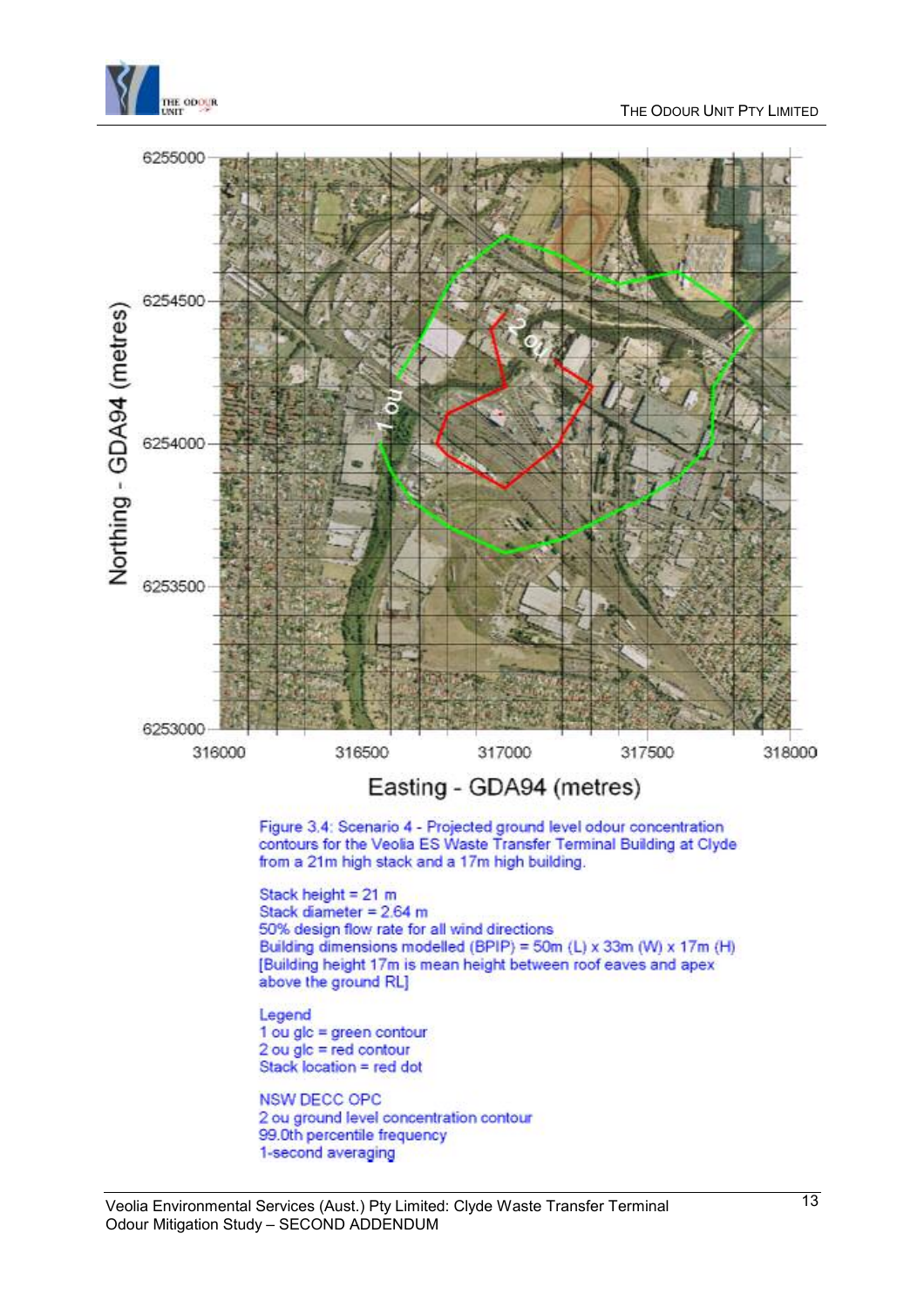Figure 3.4: Scenario 4 - Projected ground level odour concentration contours for the Veolia ES Waste Transfer Terminal Building at Clyde from a 21m high stack and a 17m high building.

Stack height = 21 m
Stack diameter = 2.64 m
50% design flow rate for all wind directions
Building dimensions modelled (BPIP) = 50m (L) x 33m (W) x 17m (H)
[Building height 17m is mean height between roof eaves and apex above the ground RL]

Legend
1 ou glc = green contour
2 ou glc = red contour
Stack location = red dot

NSW DECC OPC
2 ou ground level concentration contour
99.0th percentile frequency
1-second averaging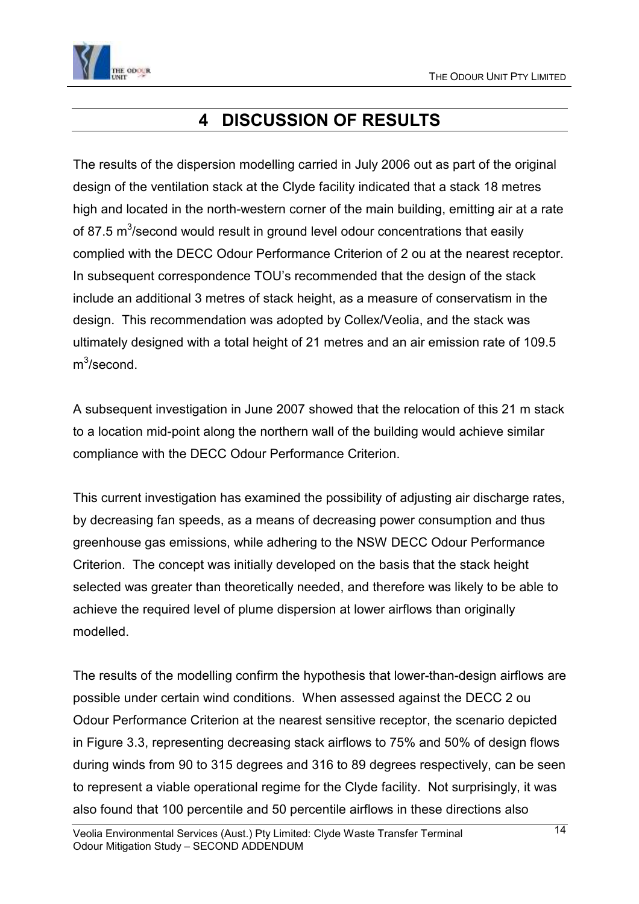# 4 DISCUSSION OF RESULTS

The results of the dispersion modelling carried in July 2006 out as part of the original design of the ventilation stack at the Clyde facility indicated that a stack 18 metres high and located in the north-western corner of the main building, emitting air at a rate of 87.5 $m^3$/second would result in ground level odour concentrations that easily complied with the DECC Odour Performance Criterion of 2 ou at the nearest receptor. In subsequent correspondence TOU's recommended that the design of the stack include an additional 3 metres of stack height, as a measure of conservatism in the design. This recommendation was adopted by Collex/Veolia, and the stack was ultimately designed with a total height of 21 metres and an air emission rate of 109.5 $m^3$/second.

A subsequent investigation in June 2007 showed that the relocation of this 21 m stack to a location mid-point along the northern wall of the building would achieve similar compliance with the DECC Odour Performance Criterion.

This current investigation has examined the possibility of adjusting air discharge rates, by decreasing fan speeds, as a means of decreasing power consumption and thus greenhouse gas emissions, while adhering to the NSW DECC Odour Performance Criterion. The concept was initially developed on the basis that the stack height selected was greater than theoretically needed, and therefore was likely to be able to achieve the required level of plume dispersion at lower airflows than originally modelled.

The results of the modelling confirm the hypothesis that lower-than-design airflows are possible under certain wind conditions. When assessed against the DECC 2 ou Odour Performance Criterion at the nearest sensitive receptor, the scenario depicted in Figure 3.3, representing decreasing stack airflows to 75% and 50% of design flows during winds from 90 to 315 degrees and 316 to 89 degrees respectively, can be seen to represent a viable operational regime for the Clyde facility. Not surprisingly, it was also found that 100 percentile and 50 percentile airflows in these directions also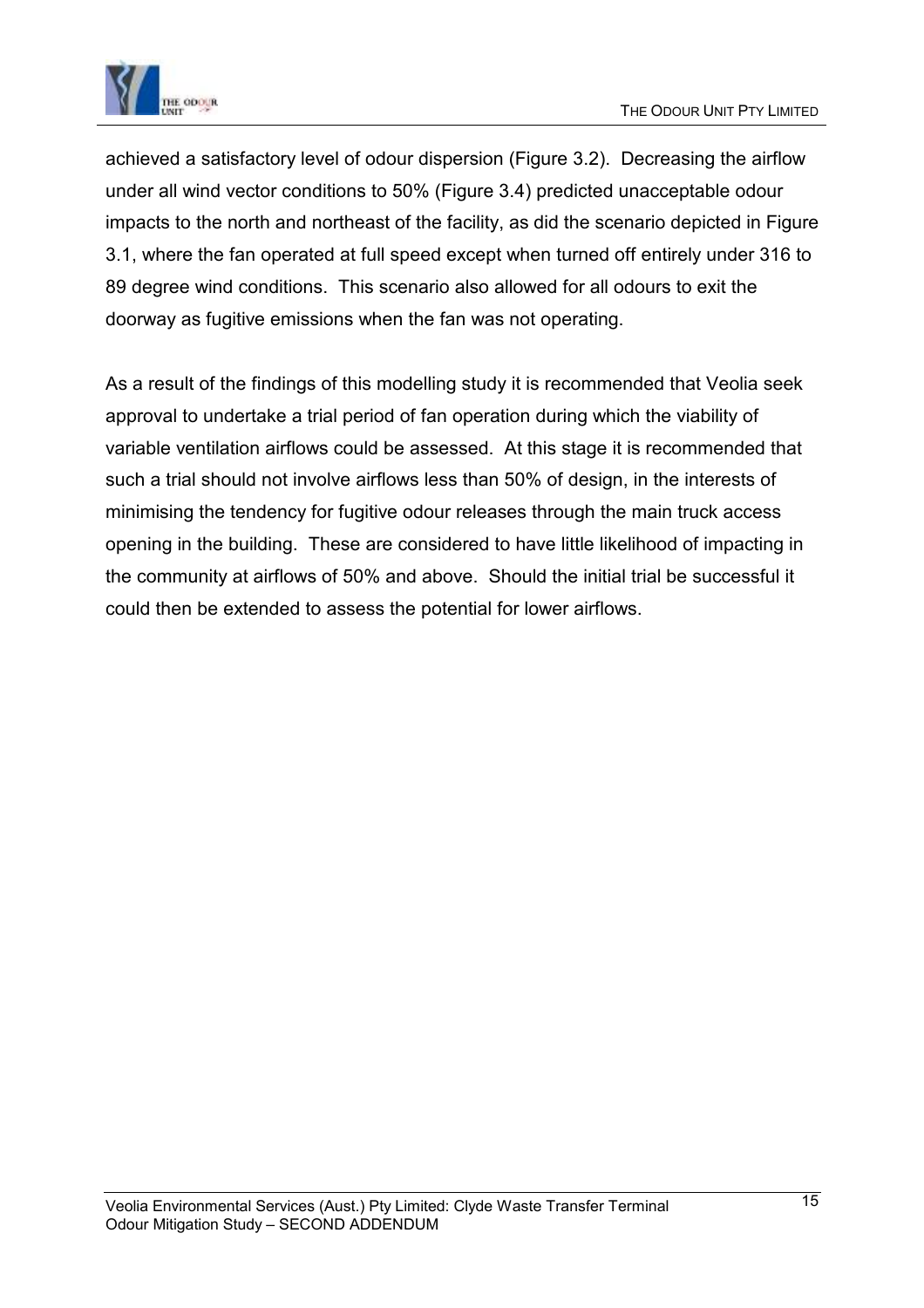achieved a satisfactory level of odour dispersion (Figure 3.2). Decreasing the airflow under all wind vector conditions to 50% (Figure 3.4) predicted unacceptable odour impacts to the north and northeast of the facility, as did the scenario depicted in Figure 3.1, where the fan operated at full speed except when turned off entirely under 316 to 89 degree wind conditions. This scenario also allowed for all odours to exit the doorway as fugitive emissions when the fan was not operating.

As a result of the findings of this modelling study it is recommended that Veolia seek approval to undertake a trial period of fan operation during which the viability of variable ventilation airflows could be assessed. At this stage it is recommended that such a trial should not involve airflows less than 50% of design, in the interests of minimising the tendency for fugitive odour releases through the main truck access opening in the building. These are considered to have little likelihood of impacting in the community at airflows of 50% and above. Should the initial trial be successful it could then be extended to assess the potential for lower airflows.